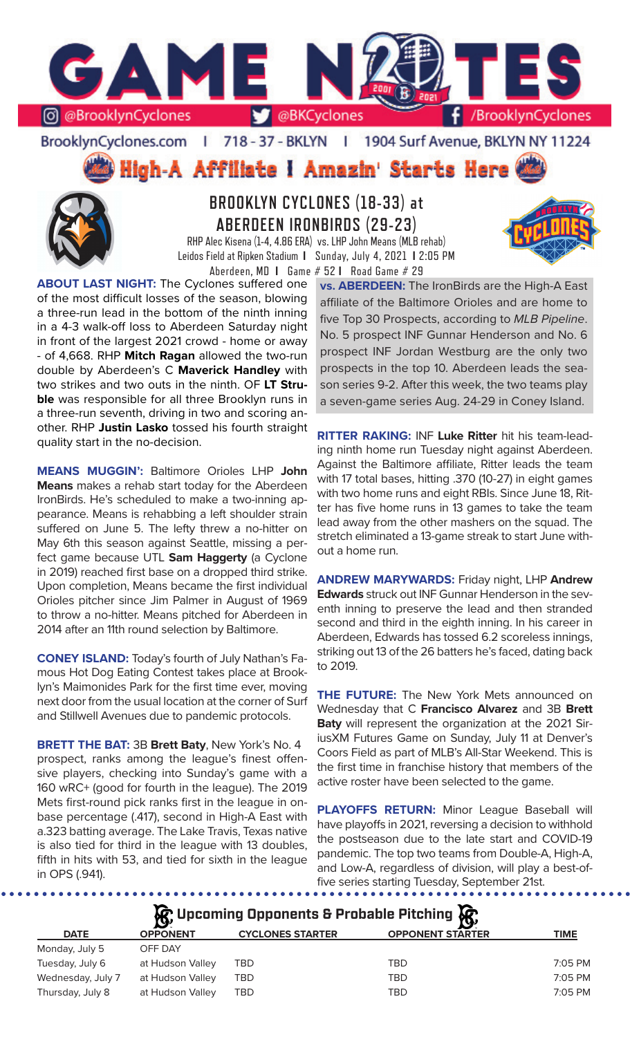# GAME NOTES

@BrooklynCyclones | @BKCyclones | /BrooklynCyclones

BrooklynCyclones.com | 718 - 37 - BKLYN | 1904 Surf Avenue, BKLYN NY 11224

**High-A Affiliate I Amazin' Starts Here**

## BROOKLYN CYCLONES (18-33) at ABERDEEN IRONBIRDS (29-23)

RHP Alec Kisena (1-4, 4.86 ERA) vs. LHP John Means (MLB rehab)
Leidos Field at Ripken Stadium **I** Sunday, July 4, 2021 **I** 2:05 PM
Aberdeen, MD **I** Game # 52 **I** Road Game # 29

**ABOUT LAST NIGHT:** The Cyclones suffered one of the most difficult losses of the season, blowing a three-run lead in the bottom of the ninth inning in a 4-3 walk-off loss to Aberdeen Saturday night in front of the largest 2021 crowd - home or away - of 4,668. RHP **Mitch Ragan** allowed the two-run double by Aberdeen's C **Maverick Handley** with two strikes and two outs in the ninth. OF **LT Struble** was responsible for all three Brooklyn runs in a three-run seventh, driving in two and scoring another. RHP **Justin Lasko** tossed his fourth straight quality start in the no-decision.

**MEANS MUGGIN':** Baltimore Orioles LHP **John Means** makes a rehab start today for the Aberdeen IronBirds. He's scheduled to make a two-inning appearance. Means is rehabbing a left shoulder strain suffered on June 5. The lefty threw a no-hitter on May 6th this season against Seattle, missing a perfect game because UTL **Sam Haggerty** (a Cyclone in 2019) reached first base on a dropped third strike. Upon completion, Means became the first individual Orioles pitcher since Jim Palmer in August of 1969 to throw a no-hitter. Means pitched for Aberdeen in 2014 after an 11th round selection by Baltimore.

**CONEY ISLAND:** Today's fourth of July Nathan's Famous Hot Dog Eating Contest takes place at Brooklyn's Maimonides Park for the first time ever, moving next door from the usual location at the corner of Surf and Stillwell Avenues due to pandemic protocols.

**BRETT THE BAT:** 3B **Brett Baty**, New York's No. 4 prospect, ranks among the league's finest offensive players, checking into Sunday's game with a 160 wRC+ (good for fourth in the league). The 2019 Mets first-round pick ranks first in the league in on-base percentage (.417), second in High-A East with a.323 batting average. The Lake Travis, Texas native is also tied for third in the league with 13 doubles, fifth in hits with 53, and tied for sixth in the league in OPS (.941).

**vs. ABERDEEN:** The IronBirds are the High-A East affiliate of the Baltimore Orioles and are home to five Top 30 Prospects, according to *MLB Pipeline*. No. 5 prospect INF Gunnar Henderson and No. 6 prospect INF Jordan Westburg are the only two prospects in the top 10. Aberdeen leads the season series 9-2. After this week, the two teams play a seven-game series Aug. 24-29 in Coney Island.

**RITTER RAKING:** INF **Luke Ritter** hit his team-leading ninth home run Tuesday night against Aberdeen. Against the Baltimore affiliate, Ritter leads the team with 17 total bases, hitting .370 (10-27) in eight games with two home runs and eight RBIs. Since June 18, Ritter has five home runs in 13 games to take the team lead away from the other mashers on the squad. The stretch eliminated a 13-game streak to start June without a home run.

**ANDREW MARYWARDS:** Friday night, LHP **Andrew Edwards** struck out INF Gunnar Henderson in the seventh inning to preserve the lead and then stranded second and third in the eighth inning. In his career in Aberdeen, Edwards has tossed 6.2 scoreless innings, striking out 13 of the 26 batters he's faced, dating back to 2019.

**THE FUTURE:** The New York Mets announced on Wednesday that C **Francisco Alvarez** and 3B **Brett Baty** will represent the organization at the 2021 SiriusXM Futures Game on Sunday, July 11 at Denver's Coors Field as part of MLB's All-Star Weekend. This is the first time in franchise history that members of the active roster have been selected to the game.

**PLAYOFFS RETURN:** Minor League Baseball will have playoffs in 2021, reversing a decision to withhold the postseason due to the late start and COVID-19 pandemic. The top two teams from Double-A, High-A, and Low-A, regardless of division, will play a best-of-five series starting Tuesday, September 21st.

## Upcoming Opponents & Probable Pitching

| DATE | OPPONENT | CYCLONES STARTER | OPPONENT STARTER | TIME |
|---|---|---|---|---|
| Monday, July 5 | OFF DAY | | | |
| Tuesday, July 6 | at Hudson Valley | TBD | TBD | 7:05 PM |
| Wednesday, July 7 | at Hudson Valley | TBD | TBD | 7:05 PM |
| Thursday, July 8 | at Hudson Valley | TBD | TBD | 7:05 PM |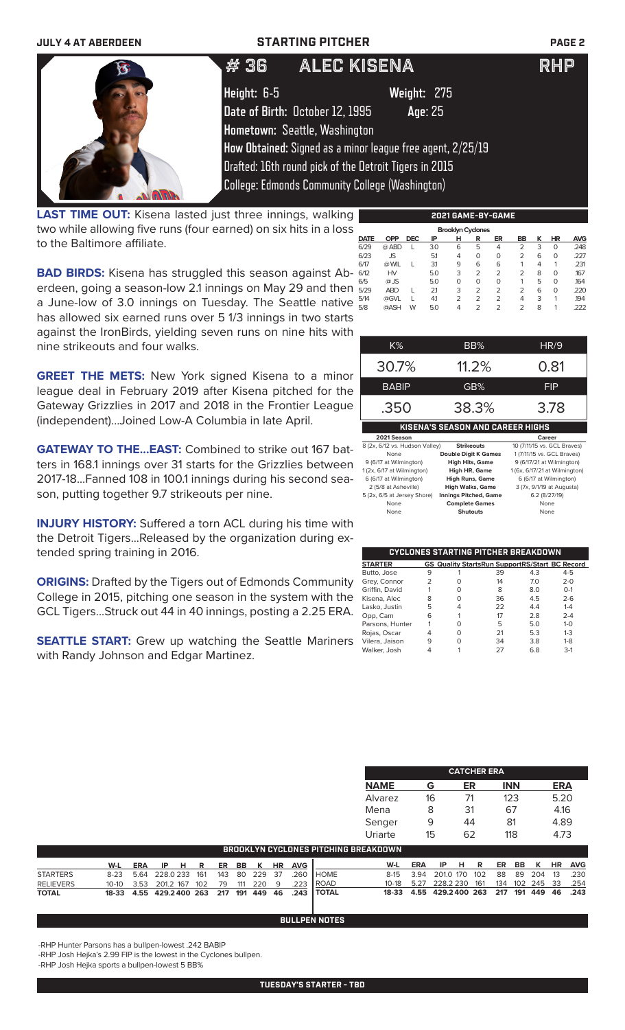## STARTING PITCHER

# #36 ALEC KISENA — RHP

**Height:** 6-5 **Weight:** 275
**Date of Birth:** October 12, 1995 **Age:** 25
**Hometown:** Seattle, Washington
**How Obtained:** Signed as a minor league free agent, 2/25/19
Drafted: 16th round pick of the Detroit Tigers in 2015
College: Edmonds Community College (Washington)

**LAST TIME OUT:** Kisena lasted just three innings, walking two while allowing five runs (four earned) on six hits in a loss to the Baltimore affiliate.

**BAD BIRDS:** Kisena has struggled this season against Aberdeen, going a season-low 2.1 innings on May 29 and then a June-low of 3.0 innings on Tuesday. The Seattle native has allowed six earned runs over 5 1/3 innings in two starts against the IronBirds, yielding seven runs on nine hits with nine strikeouts and four walks.

**GREET THE METS:** New York signed Kisena to a minor league deal in February 2019 after Kisena pitched for the Gateway Grizzlies in 2017 and 2018 in the Frontier League (independent)...Joined Low-A Columbia in late April.

**GATEWAY TO THE...EAST:** Combined to strike out 167 batters in 168.1 innings over 31 starts for the Grizzlies between 2017-18...Fanned 108 in 100.1 innings during his second season, putting together 9.7 strikeouts per nine.

**INJURY HISTORY:** Suffered a torn ACL during his time with the Detroit Tigers...Released by the organization during extended spring training in 2016.

**ORIGINS:** Drafted by the Tigers out of Edmonds Community College in 2015, pitching one season in the system with the GCL Tigers...Struck out 44 in 40 innings, posting a 2.25 ERA.

**SEATTLE START:** Grew up watching the Seattle Mariners with Randy Johnson and Edgar Martinez.

### 2021 GAME-BY-GAME

Brooklyn Cyclones

| DATE | OPP | DEC | IP | H | R | ER | BB | K | HR | AVG |
|---|---|---|---|---|---|---|---|---|---|---|
| 6/29 | @ ABD | L | 3.0 | 6 | 5 | 4 | 2 | 3 | 0 | .248 |
| 6/23 | JS | | 5.1 | 4 | 0 | 0 | 2 | 6 | 0 | .227 |
| 6/17 | @ WIL | L | 3.1 | 9 | 6 | 6 | 1 | 4 | 1 | .231 |
| 6/12 | HV | | 5.0 | 3 | 2 | 2 | 2 | 8 | 0 | .167 |
| 6/5 | @ JS | | 5.0 | 0 | 0 | 0 | 1 | 5 | 0 | .164 |
| 5/29 | ABD | L | 2.1 | 3 | 2 | 2 | 2 | 6 | 0 | .220 |
| 5/14 | @GVL | L | 4.1 | 2 | 2 | 2 | 4 | 3 | 1 | .194 |
| 5/8 | @ASH | W | 5.0 | 4 | 2 | 2 | 2 | 8 | 1 | .222 |

| K% | BB% | HR/9 |
|---|---|---|
| 30.7% | 11.2% | 0.81 |
| **BABIP** | **GB%** | **FIP** |
| .350 | 38.3% | 3.78 |

### KISENA'S SEASON AND CAREER HIGHS

| 2021 Season | | Career |
|---|---|---|
| 8 (2x, 6/12 vs. Hudson Valley) | Strikeouts | 10 (7/11/15 vs. GCL Braves) |
| None | Double Digit K Games | 1 (7/11/15 vs. GCL Braves) |
| 9 (6/17 at Wilmington) | High Hits, Game | 9 (6/17/21 at Wilmington) |
| 1 (2x, 6/17 at Wilmington) | High HR, Game | 1 (6x, 6/17/21 at Wilmington) |
| 6 (6/17 at Wilmington) | High Runs, Game | 6 (6/17 at Wilmington) |
| 2 (5/8 at Asheville) | High Walks, Game | 3 (7x, 9/1/19 at Augusta) |
| 5 (2x, 6/5 at Jersey Shore) | Innings Pitched, Game | 6.2 (8/27/19) |
| None | Complete Games | None |
| None | Shutouts | None |

### CYCLONES STARTING PITCHER BREAKDOWN

| STARTER | GS | Quality Starts | Run Support | RS/Start | BC Record |
|---|---|---|---|---|---|
| Butto, Jose | 9 | 1 | 39 | 4.3 | 4-5 |
| Grey, Connor | 2 | 0 | 14 | 7.0 | 2-0 |
| Griffin, David | 1 | 0 | 8 | 8.0 | 0-1 |
| Kisena, Alec | 8 | 0 | 36 | 4.5 | 2-6 |
| Lasko, Justin | 5 | 4 | 22 | 4.4 | 1-4 |
| Opp, Cam | 6 | 1 | 17 | 2.8 | 2-4 |
| Parsons, Hunter | 1 | 0 | 5 | 5.0 | 1-0 |
| Rojas, Oscar | 4 | 0 | 21 | 5.3 | 1-3 |
| Vilera, Jaison | 9 | 0 | 34 | 3.8 | 1-8 |
| Walker, Josh | 4 | 1 | 27 | 6.8 | 3-1 |

### CATCHER ERA

| NAME | G | ER | INN | ERA |
|---|---|---|---|---|
| Alvarez | 16 | 71 | 123 | 5.20 |
| Mena | 8 | 31 | 67 | 4.16 |
| Senger | 9 | 44 | 81 | 4.89 |
| Uriarte | 15 | 62 | 118 | 4.73 |

### BROOKLYN CYCLONES PITCHING BREAKDOWN

| | W-L | ERA | IP | H | R | ER | BB | K | HR | AVG |
|---|---|---|---|---|---|---|---|---|---|---|
| STARTERS | 8-23 | 5.64 | 228.0 | 233 | 161 | 143 | 80 | 229 | 37 | .260 |
| RELIEVERS | 10-10 | 3.53 | 201.2 | 167 | 102 | 79 | 111 | 220 | 9 | .223 |
| **TOTAL** | **18-33** | **4.55** | **429.2** | **400** | **263** | **217** | **191** | **449** | **46** | **.243** |

| | W-L | ERA | IP | H | R | ER | BB | K | HR | AVG |
|---|---|---|---|---|---|---|---|---|---|---|
| HOME | 8-15 | 3.94 | 201.0 | 170 | 102 | 88 | 89 | 204 | 13 | .230 |
| ROAD | 10-18 | 5.27 | 228.2 | 230 | 161 | 134 | 102 | 245 | 33 | .254 |
| **TOTAL** | **18-33** | **4.55** | **429.2** | **400** | **263** | **217** | **191** | **449** | **46** | **.243** |

### BULLPEN NOTES

-RHP Hunter Parsons has a bullpen-lowest .242 BABIP
-RHP Josh Hejka's 2.99 FIP is the lowest in the Cyclones bullpen.
-RHP Josh Hejka sports a bullpen-lowest 5 BB%

### TUESDAY'S STARTER - TBD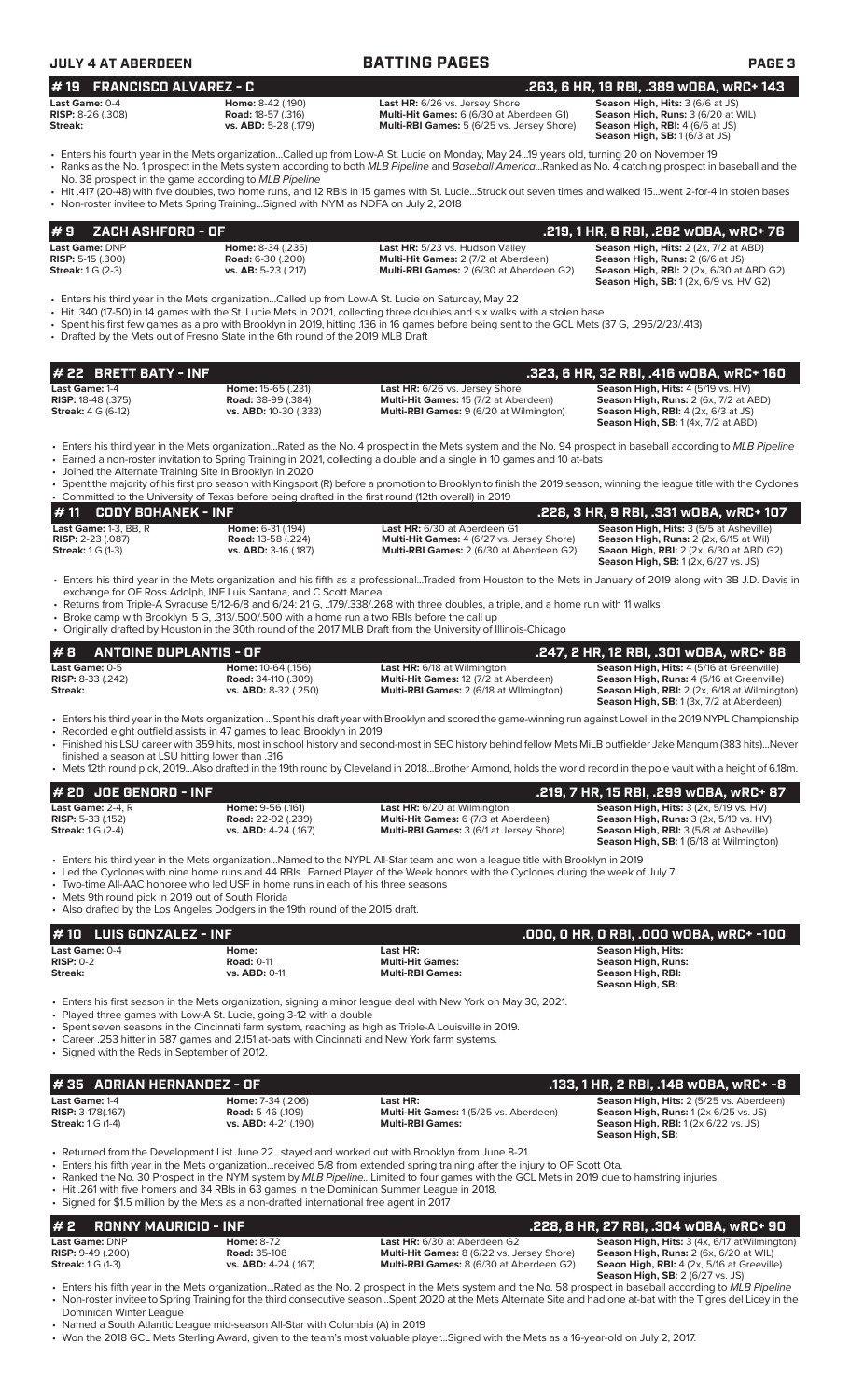# BATTING PAGES

## # 19 FRANCISCO ALVAREZ - C .263, 6 HR, 19 RBI, .389 wOBA, wRC+ 143

| | | | |
|---|---|---|---|
| **Last Game:** 0-4 | **Home:** 8-42 (.190) | **Last HR:** 6/26 vs. Jersey Shore | **Season High, Hits:** 3 (6/6 at JS) |
| **RISP:** 8-26 (.308) | **Road:** 18-57 (.316) | **Multi-Hit Games:** 6 (6/30 at Aberdeen G1) | **Season High, Runs:** 3 (6/20 at WIL) |
| **Streak:** | **vs. ABD:** 5-28 (.179) | **Multi-RBI Games:** 5 (6/25 vs. Jersey Shore) | **Season High, RBI:** 4 (6/6 at JS) |
| | | | **Season High, SB:** 1 (6/3 at JS) |

- Enters his fourth year in the Mets organization...Called up from Low-A St. Lucie on Monday, May 24...19 years old, turning 20 on November 19
- Ranks as the No. 1 prospect in the Mets system according to both *MLB Pipeline* and *Baseball America*...Ranked as No. 4 catching prospect in baseball and the No. 38 prospect in the game according to *MLB Pipeline*
- Hit .417 (20-48) with five doubles, two home runs, and 12 RBIs in 15 games with St. Lucie...Struck out seven times and walked 15...went 2-for-4 in stolen bases
- Non-roster invitee to Mets Spring Training...Signed with NYM as NDFA on July 2, 2018

## # 9 ZACH ASHFORD - OF .219, 1 HR, 8 RBI, .282 wOBA, wRC+ 76

| | | | |
|---|---|---|---|
| **Last Game:** DNP | **Home:** 8-34 (.235) | **Last HR:** 5/23 vs. Hudson Valley | **Season High, Hits:** 2 (2x, 7/2 at ABD) |
| **RISP:** 5-15 (.300) | **Road:** 6-30 (.200) | **Multi-Hit Games:** 2 (7/2 at Aberdeen) | **Season High, Runs:** 2 (6/6 at JS) |
| **Streak:** 1 G (2-3) | **vs. AB:** 5-23 (.217) | **Multi-RBI Games:** 2 (6/30 at Aberdeen G2) | **Season High, RBI:** 2 (2x, 6/30 at ABD G2) |
| | | | **Season High, SB:** 1 (2x, 6/9 vs. HV G2) |

- Enters his third year in the Mets organization...Called up from Low-A St. Lucie on Saturday, May 22
- Hit .340 (17-50) in 14 games with the St. Lucie Mets in 2021, collecting three doubles and six walks with a stolen base
- Spent his first few games as a pro with Brooklyn in 2019, hitting .136 in 16 games before being sent to the GCL Mets (37 G, .295/2/23/.413)
- Drafted by the Mets out of Fresno State in the 6th round of the 2019 MLB Draft

## # 22 BRETT BATY - INF .323, 6 HR, 32 RBI, .416 wOBA, wRC+ 160

| | | | |
|---|---|---|---|
| **Last Game:** 1-4 | **Home:** 15-65 (.231) | **Last HR:** 6/26 vs. Jersey Shore | **Season High, Hits:** 4 (5/19 vs. HV) |
| **RISP:** 18-48 (.375) | **Road:** 38-99 (.384) | **Multi-Hit Games:** 15 (7/2 at Aberdeen) | **Season High, Runs:** 2 (6x, 7/2 at ABD) |
| **Streak:** 4 G (6-12) | **vs. ABD:** 10-30 (.333) | **Multi-RBI Games:** 9 (6/20 at Wilmington) | **Season High, RBI:** 4 (2x, 6/3 at JS) |
| | | | **Season High, SB:** 1 (4x, 7/2 at ABD) |

- Enters his third year in the Mets organization...Rated as the No. 4 prospect in the Mets system and the No. 94 prospect in baseball according to *MLB Pipeline*
- Earned a non-roster invitation to Spring Training in 2021, collecting a double and a single in 10 games and 10 at-bats
- Joined the Alternate Training Site in Brooklyn in 2020
- Spent the majority of his first pro season with Kingsport (R) before a promotion to Brooklyn to finish the 2019 season, winning the league title with the Cyclones
- Committed to the University of Texas before being drafted in the first round (12th overall) in 2019

## # 11 CODY BOHANEK - INF .228, 3 HR, 9 RBI, .331 wOBA, wRC+ 107

| | | | |
|---|---|---|---|
| **Last Game:** 1-3, BB, R | **Home:** 6-31 (.194) | **Last HR:** 6/30 at Aberdeen G1 | **Season High, Hits:** 3 (5/5 at Asheville) |
| **RISP:** 2-23 (.087) | **Road:** 13-58 (.224) | **Multi-Hit Games:** 4 (6/27 vs. Jersey Shore) | **Season High, Runs:** 2 (2x, 6/15 at Wil) |
| **Streak:** 1 G (1-3) | **vs. ABD:** 3-16 (.187) | **Multi-RBI Games:** 2 (6/30 at Aberdeen G2) | **Seaon High, RBI:** 2 (2x, 6/30 at ABD G2) |
| | | | **Season High, SB:** 1 (2x, 6/27 vs. JS) |

- Enters his third year in the Mets organization and his fifth as a professional...Traded from Houston to the Mets in January of 2019 along with 3B J.D. Davis in exchange for OF Ross Adolph, INF Luis Santana, and C Scott Manea
- Returns from Triple-A Syracuse 5/12-6/8 and 6/24: 21 G, ..179/.338/.268 with three doubles, a triple, and a home run with 11 walks
- Broke camp with Brooklyn: 5 G, .313/.500/.500 with a home run a two RBIs before the call up
- Originally drafted by Houston in the 30th round of the 2017 MLB Draft from the University of Illinois-Chicago

## # 8 ANTOINE DUPLANTIS - OF .247, 2 HR, 12 RBI, .301 wOBA, wRC+ 88

| | | | |
|---|---|---|---|
| **Last Game:** 0-5 | **Home:** 10-64 (.156) | **Last HR:** 6/18 at Wilmington | **Season High, Hits:** 4 (5/16 at Greenville) |
| **RISP:** 8-33 (.242) | **Road:** 34-110 (.309) | **Multi-Hit Games:** 12 (7/2 at Aberdeen) | **Season High, Runs:** 4 (5/16 at Greenville) |
| **Streak:** | **vs. ABD:** 8-32 (.250) | **Multi-RBI Games:** 2 (6/18 at Wilmington) | **Season High, RBI:** 2 (2x, 6/18 at Wilmington) |
| | | | **Season High, SB:** 1 (3x, 7/2 at Aberdeen) |

- Enters his third year in the Mets organization ...Spent his draft year with Brooklyn and scored the game-winning run against Lowell in the 2019 NYPL Championship
- Recorded eight outfield assists in 47 games to lead Brooklyn in 2019
- Finished his LSU career with 359 hits, most in school history and second-most in SEC history behind fellow Mets MiLB outfielder Jake Mangum (383 hits)...Never finished a season at LSU hitting lower than .316
- Mets 12th round pick, 2019...Also drafted in the 19th round by Cleveland in 2018...Brother Armond, holds the world record in the pole vault with a height of 6.18m.

## # 20 JOE GENORD - INF .219, 7 HR, 15 RBI, .299 wOBA, wRC+ 87

| | | | |
|---|---|---|---|
| **Last Game:** 2-4, R | **Home:** 9-56 (.161) | **Last HR:** 6/20 at Wilmington | **Season High, Hits:** 3 (2x, 5/19 vs. HV) |
| **RISP:** 5-33 (.152) | **Road:** 22-92 (.239) | **Multi-Hit Games:** 6 (7/3 at Aberdeen) | **Season High, Runs:** 3 (2x, 5/19 vs. HV) |
| **Streak:** 1 G (2-4) | **vs. ABD:** 4-24 (.167) | **Multi-RBI Games:** 3 (6/1 at Jersey Shore) | **Season High, RBI:** 3 (5/8 at Asheville) |
| | | | **Season High, SB:** 1 (6/18 at Wilmington) |

- Enters his third year in the Mets organization...Named to the NYPL All-Star team and won a league title with Brooklyn in 2019
- Led the Cyclones with nine home runs and 44 RBIs...Earned Player of the Week honors with the Cyclones during the week of July 7.
- Two-time All-AAC honoree who led USF in home runs in each of his three seasons
- Mets 9th round pick in 2019 out of South Florida
- Also drafted by the Los Angeles Dodgers in the 19th round of the 2015 draft.

## # 10 LUIS GONZALEZ - INF .000, 0 HR, 0 RBI, .000 wOBA, wRC+ -100

| | | | |
|---|---|---|---|
| **Last Game:** 0-4 | **Home:** | **Last HR:** | **Season High, Hits:** |
| **RISP:** 0-2 | **Road:** 0-11 | **Multi-Hit Games:** | **Season High, Runs:** |
| **Streak:** | **vs. ABD:** 0-11 | **Multi-RBI Games:** | **Season High, RBI:** |
| | | | **Season High, SB:** |

- Enters his first season in the Mets organization, signing a minor league deal with New York on May 30, 2021.
- Played three games with Low-A St. Lucie, going 3-12 with a double
- Spent seven seasons in the Cincinnati farm system, reaching as high as Triple-A Louisville in 2019.
- Career .253 hitter in 587 games and 2,151 at-bats with Cincinnati and New York farm systems.
- Signed with the Reds in September of 2012.

## # 35 ADRIAN HERNANDEZ - OF .133, 1 HR, 2 RBI, .148 wOBA, wRC+ -8

| | | | |
|---|---|---|---|
| **Last Game:** 1-4 | **Home:** 7-34 (.206) | **Last HR:** | **Season High, Hits:** 2 (5/25 vs. Aberdeen) |
| **RISP:** 3-178(.167) | **Road:** 5-46 (.109) | **Multi-Hit Games:** 1 (5/25 vs. Aberdeen) | **Season High, Runs:** 1 (2x 6/25 vs. JS) |
| **Streak:** 1 G (1-4) | **vs. ABD:** 4-21 (.190) | **Multi-RBI Games:** | **Season High, RBI:** 1 (2x 6/22 vs. JS) |
| | | | **Season High, SB:** |

- Returned from the Development List June 22...stayed and worked out with Brooklyn from June 8-21.
- Enters his fifth year in the Mets organization...received 5/8 from extended spring training after the injury to OF Scott Ota.
- Ranked the No. 30 Prospect in the NYM system by *MLB Pipeline*...Limited to four games with the GCL Mets in 2019 due to hamstring injuries.
- Hit .261 with five homers and 34 RBIs in 63 games in the Dominican Summer League in 2018.
- Signed for $1.5 million by the Mets as a non-drafted international free agent in 2017

## # 2 RONNY MAURICIO - INF .228, 8 HR, 27 RBI, .304 wOBA, wRC+ 90

| | | | |
|---|---|---|---|
| **Last Game:** DNP | **Home:** 8-72 | **Last HR:** 6/30 at Aberdeen G2 | **Season High, Hits:** 3 (4x, 6/17 atWilmington) |
| **RISP:** 9-49 (.200) | **Road:** 35-108 | **Multi-Hit Games:** 8 (6/22 vs. Jersey Shore) | **Season High, Runs:** 2 (6x, 6/20 at WIL) |
| **Streak:** 1 G (1-3) | **vs. ABD:** 4-24 (.167) | **Multi-RBI Games:** 8 (6/30 at Aberdeen G2) | **Seaon High, RBI:** 4 (2x, 5/16 at Greeville) |
| | | | **Season High, SB:** 2 (6/27 vs. JS) |

- Enters his fifth year in the Mets organization...Rated as the No. 2 prospect in the Mets system and the No. 58 prospect in baseball according to *MLB Pipeline*
- Non-roster invitee to Spring Training for the third consecutive season...Spent 2020 at the Mets Alternate Site and had one at-bat with the Tigres del Licey in the Dominican Winter League
- Named a South Atlantic League mid-season All-Star with Columbia (A) in 2019
- Won the 2018 GCL Mets Sterling Award, given to the team's most valuable player...Signed with the Mets as a 16-year-old on July 2, 2017.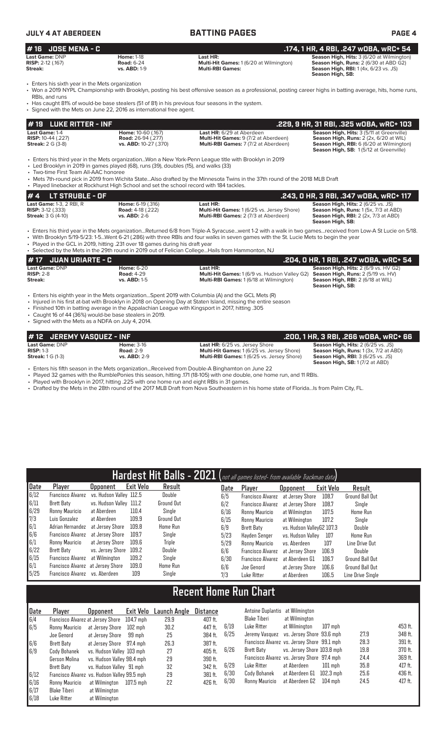## # 16 JOSE MENA - C

**.174, 1 HR, 4 RBI, .247 wOBA, wRC+ 54**

**Last Game:** DNP | **Home:** 1-18 | **Last HR:** | **Season High, Hits:** 3 (6/20 at Wilmington)
**RISP:** 2-12 (.167) | **Road:** 6-24 | **Multi-Hit Games:** 1 (6/20 at Wilmington) | **Season High, Runs:** 2 (6/30 at ABD G2)
**Streak:** | **vs. ABD:** 1-9 | **Multi-RBI Games:** | **Season High, RBI:** 1 (4x, 6/23 vs. JS)
**Season High, SB:**

- Enters his sixth year in the Mets organization
- Won a 2019 NYPL Championship with Brooklyn, posting his best offensive season as a professional, posting career highs in batting average, hits, home runs, RBIs, and runs
- Has caught 81% of would-be base stealers (51 of 81) in his previous four seasons in the system.
- Signed with the Mets on June 22, 2016 as international free agent.

## # 19 LUKE RITTER - INF

**.229, 9 HR, 31 RBI, .325 wOBA, wRC+ 103**

**Last Game:** 1-4 | **Home:** 10-60 (.167) | **Last HR:** 6/29 at Aberdeen | **Season High, Hits:** 3 (5/11 at Greenville)
**RISP:** 10-44 (.227) | **Road:** 26-94 (.277) | **Multi-Hit Games:** 9 (7/2 at Aberdeen) | **Season High, Runs:** 2 (2x, 6/20 at WIL)
**Streak:** 2 G (3-8) | **vs. ABD:** 10-27 (.370) | **Multi-RBI Games:** 7 (7/2 at Aberdeen) | **Season High, RBI:** 6 (6/20 at Wilmington)
**Season High, SB:** 1 (5/12 at Greenville)

- Enters his third year in the Mets organization...Won a New York-Penn League title with Brooklyn in 2019
- Led Brooklyn in 2019 in games played (68), runs (39), doubles (15), and walks (33)
- Two-time First Team All-AAC honoree
- Mets 7th-round pick in 2019 from Wichita State...Also drafted by the Minnesota Twins in the 37th round of the 2018 MLB Draft
- Played linebacker at Rockhurst High School and set the school record with 184 tackles.

## # 4 LT STRUBLE - OF

**.243, 0 HR, 3 RBI, .347 wOBA, wRC+ 117**

**Last Game:** 1-3, 2 RBI, R | **Home:** 6-19 (.316) | **Last HR:** | **Season High, Hits:** 2 (6/25 vs. JS)
**RISP:** 3-12 (.333) | **Road:** 4-18 (.222) | **Multi-Hit Games:** 1 (6/25 vs. Jersey Shore) | **Season High, Runs:** 1 (5x, 7/3 at ABD)
**Streak:** 3 G (4-10) | **vs. ABD:** 2-6 | **Multi-RBI Games:** 2 (7/3 at Aberdeen) | **Season High, RBI:** 2 (2x, 7/3 at ABD)
**Season High, SB:**

- Enters his third year in the Mets organization...Returned 6/8 from Triple-A Syracuse...went 1-2 with a walk in two games...received from Low-A St Lucie on 5/18.
- With Brooklyn 5/19-5/23: 1-5...Went 6-21 (.286) with three RBIs and four walks in seven games with the St. Lucie Mets to begin the year
- Played in the GCL in 2019, hitting .231 over 18 games during his draft year
- Selected by the Mets in the 29th round in 2019 out of Felician College...Hails from Hammonton, NJ

## # 17 JUAN URIARTE - C

**.204, 0 HR, 1 RBI, .247 wOBA, wRC+ 54**

**Last Game:** DNP | **Home:** 6-20 | **Last HR:** | **Season High, Hits:** 2 (6/9 vs. HV G2)
**RISP:** 2-8 | **Road:** 4-29 | **Multi-Hit Games:** 1 (6/9 vs. Hudson Valley G2) | **Season High, Runs:** 2 (5/19 vs. HV)
**Streak:** | **vs. ABD:** 1-5 | **Multi-RBI Games:** 1 (6/18 at Wilmington) | **Season High, RBI:** 2 (6/18 at WIL)
**Season High, SB:**

- Enters his eighth year in the Mets organization...Spent 2019 with Columbia (A) and the GCL Mets (R)
- Injured in his first at-bat with Brooklyn in 2018 on Opening Day at Staten Island, missing the entire season
- Finished 10th in batting average in the Appalachian League with Kingsport in 2017, hitting .305
- Caught 16 of 44 (36%) would-be base stealers in 2019.
- Signed with the Mets as a NDFA on July 4, 2014.

## # 12 JEREMY VASQUEZ - INF

**.200, 1 HR, 3 RBI, .266 wOBA, wRC+ 66**

**Last Game:** DNP | **Home:** 3-16 | **Last HR:** 6/25 vs. Jersey Shore | **Season High, Hits:** 2 (6/25 vs. JS)
**RISP:** 1-3 | **Road:** 2-9 | **Multi-Hit Games:** 1 (6/25 vs. Jersey Shore) | **Season High, Runs:** 1 (3x, 7/2 at ABD)
**Streak:** 1 G (1-3) | **vs. ABD:** 2-9 | **Multi-RBI Games:** 1 (6/25 vs. Jersey Shore) | **Season High, RBI:** 3 (6/25 vs. JS)
**Season High, SB:** 1 (7/2 at ABD)

- Enters his fifth season in the Mets organization...Received from Double-A Binghamton on June 22
- Played 32 games with the RumblePonies this season, hitting .171 (18-105) with one double, one home run, and 11 RBIs.
- Played with Brooklyn in 2017, hitting .225 with one home run and eight RBIs in 31 games.
- Drafted by the Mets in the 28th round of the 2017 MLB Draft from Nova Southeastern in his home state of Florida...Is from Palm City, FL.

## Hardest Hit Balls - 2021 (not all games listed- from available Trackman data)

| Date | Player | Opponent | Exit Velo | Result |
|---|---|---|---|---|
| 6/12 | Francisco Alvarez | vs. Hudson Valley | 112.5 | Double |
| 6/11 | Brett Baty | vs. Hudson Valley | 111.2 | Ground Out |
| 6/29 | Ronny Mauricio | at Aberdeen | 110.4 | Single |
| 7/3 | Luis Gonzalez | at Aberdeen | 109.9 | Ground Out |
| 6/1 | Adrian Hernandez | at Jersey Shore | 109.8 | Home Run |
| 6/6 | Francisco Alvarez | at Jersey Shore | 109.7 | Single |
| 6/1 | Ronny Mauricio | at Jersey Shore | 109.6 | Triple |
| 6/22 | Brett Baty | vs. Jersey Shore | 109.2 | Double |
| 6/15 | Francisco Alvarez | at Wilmington | 109.2 | Single |
| 6/1 | Francisco Alvarez | at Jersey Shore | 109.0 | Home Run |
| 5/25 | Francisco Alvarez | vs. Aberdeen | 109 | Single |
| 6/5 | Francisco Alvarez | at Jersey Shore | 108.7 | Ground Ball Out |
| 6/2 | Francisco Alvarez | at Jersey Shore | 108.7 | Single |
| 6/16 | Ronny Mauricio | at Wilmington | 107.5 | Home Run |
| 6/15 | Ronny Mauricio | at Wilmington | 107.2 | Single |
| 6/9 | Brett Baty | vs. Hudson ValleyG2 | 107.3 | Double |
| 5/23 | Hayden Senger | vs. Hudson Valley | 107 | Home Run |
| 5/29 | Ronny Mauricio | vs. Aberdeen | 107 | Line Drive Out |
| 6/6 | Francisco Alvarez | at Jersey Shore | 106.9 | Double |
| 6/30 | Francisco Alvarez | at Aberdeen G1 | 106.7 | Ground Ball Out |
| 6/6 | Joe Genord | at Jersey Shore | 106.6 | Ground Ball Out |
| 7/3 | Luke Ritter | at Aberdeen | 106.5 | Line Drive Single |

## Recent Home Run Chart

| Date | Player | Opponent | Exit Velo | Launch Angle | Distance |
|---|---|---|---|---|---|
| 6/4 | Francisco Alvarez | at Jersey Shore | 104.7 mph | 29.9 | 407 ft. |
| 6/5 | Ronny Mauricio | at Jersey Shore | 102 mph | 30.2 | 447 ft. |
| | Joe Genord | at Jersey Shore | 99 mph | 25 | 384 ft. |
| 6/6 | Brett Baty | at Jersey Shore | 97.4 mph | 26.3 | 387 ft. |
| 6/9 | Cody Bohanek | vs. Hudson Valley | 103 mph | 27 | 405 ft. |
| | Gerson Molina | vs. Hudson Valley | 98.4 mph | 29 | 390 ft. |
| | Brett Baty | vs. Hudson Valley | 91 mph | 32 | 342 ft. |
| 6/12 | Francisco Alvarez | vs. Hudson Valley | 99.5 mph | 29 | 381 ft. |
| 6/16 | Ronny Mauricio | at Wilmington | 107.5 mph | 22 | 426 ft. |
| 6/17 | Blake Tiberi | at Wilmington | | | |
| 6/18 | Luke Ritter | at Wilmington | | | |
| | Antoine Duplantis | at Wilmington | | | |
| | Blake Tiberi | at Wilmington | | | |
| 6/19 | Luke Ritter | at Wilmington | 107 mph | 27.9 | 453 ft. |
| 6/25 | Jeremy Vasquez | vs. Jersey Shore | 93.6 mph | 28.3 | 348 ft. |
| | Francisco Alvarez | vs. Jersey Shore | 99.1 mph | 28.3 | 391 ft. |
| 6/26 | Brett Baty | vs. Jersey Shore | 103.8 mph | 19.8 | 370 ft. |
| | Francisco Alvarez | vs. Jersey Shore | 97.4 mph | 24.4 | 369 ft. |
| 6/29 | Luke Ritter | at Aberdeen | 101 mph | 35.8 | 417 ft. |
| 6/30 | Cody Bohanek | at Aberdeen G1 | 102.3 mph | 25.6 | 436 ft. |
| 6/30 | Ronny Mauricio | at Aberdeen G2 | 104 mph | 24.5 | 417 ft. |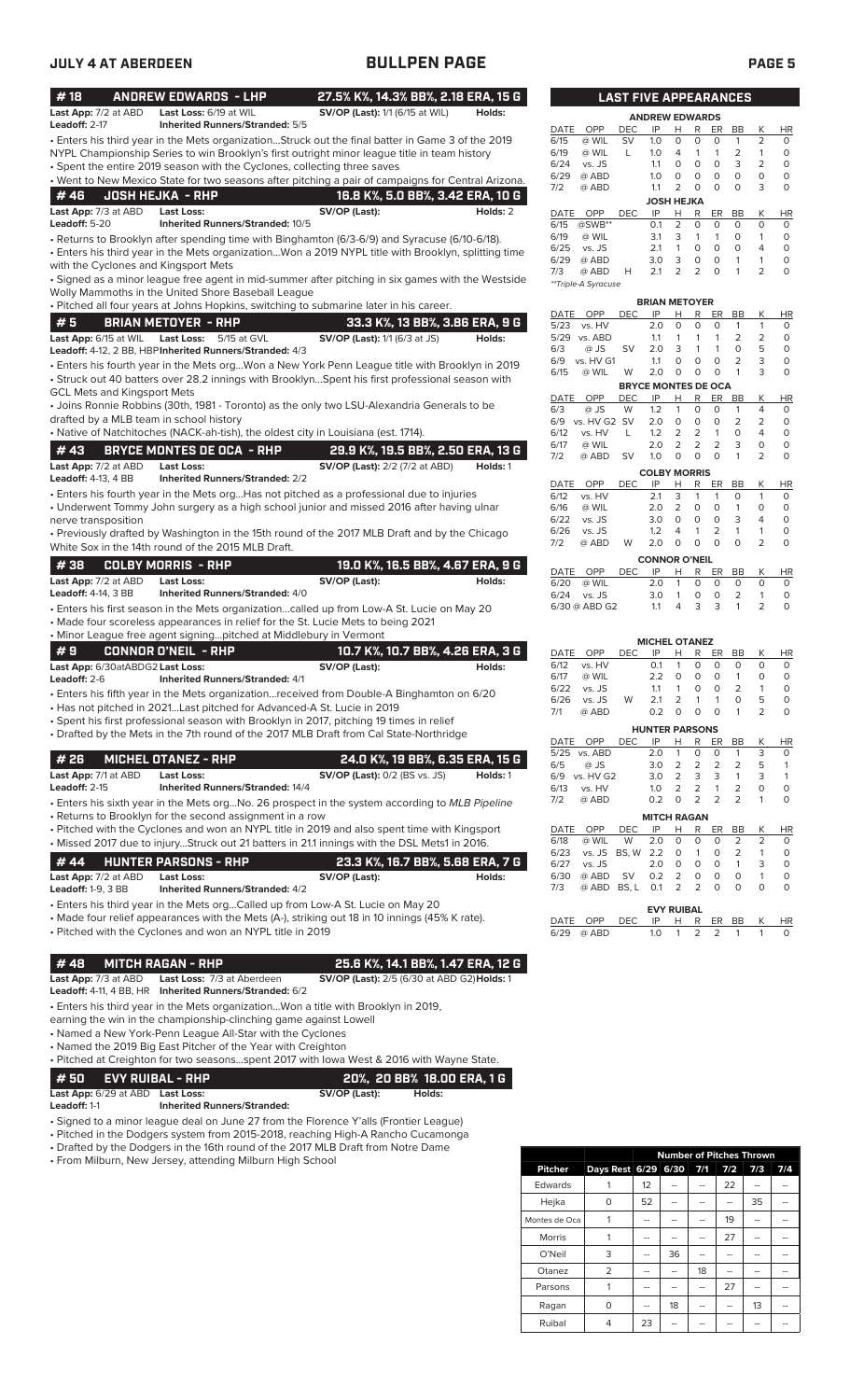**JULY 4 AT ABERDEEN** — **BULLPEN PAGE**

## # 18 ANDREW EDWARDS - LHP — 27.5% K%, 14.3% BB%, 2.18 ERA, 15 G

**Last App:** 7/2 at ABD **Last Loss:** 6/19 at WIL **SV/OP (Last):** 1/1 (6/15 at WIL) **Holds:**
**Leadoff:** 2-17 **Inherited Runners/Stranded:** 5/5

- Enters his third year in the Mets organization...Struck out the final batter in Game 3 of the 2019 NYPL Championship Series to win Brooklyn's first outright minor league title in team history
- Spent the entire 2019 season with the Cyclones, collecting three saves
- Went to New Mexico State for two seasons after pitching a pair of campaigns for Central Arizona.

## # 46 JOSH HEJKA - RHP — 16.8 K%, 5.0 BB%, 3.42 ERA, 10 G

**Last App:** 7/3 at ABD **Last Loss:** **SV/OP (Last):** **Holds:** 2
**Leadoff:** 5-20 **Inherited Runners/Stranded:** 10/5

- Returns to Brooklyn after spending time with Binghamton (6/3-6/9) and Syracuse (6/10-6/18).
- Enters his third year in the Mets organization...Won a 2019 NYPL title with Brooklyn, splitting time with the Cyclones and Kingsport Mets
- Signed as a minor league free agent in mid-summer after pitching in six games with the Westside Wolly Mammoths in the United Shore Baseball League
- Pitched all four years at Johns Hopkins, switching to submarine later in his career.

## # 5 BRIAN METOYER - RHP — 33.3 K%, 13 BB%, 3.86 ERA, 9 G

**Last App:** 6/15 at WIL **Last Loss:** 5/15 at GVL **SV/OP (Last):** 1/1 (6/3 at JS) **Holds:**
**Leadoff:** 4-12, 2 BB, HBP **Inherited Runners/Stranded:** 4/3

- Enters his fourth year in the Mets org...Won a New York Penn League title with Brooklyn in 2019
- Struck out 40 batters over 28.2 innings with Brooklyn...Spent his first professional season with GCL Mets and Kingsport Mets
- Joins Ronnie Robbins (30th, 1981 - Toronto) as the only two LSU-Alexandria Generals to be drafted by a MLB team in school history
- Native of Natchitoches (NACK-ah-tish), the oldest city in Louisiana (est. 1714).

## # 43 BRYCE MONTES DE OCA - RHP — 29.9 K%, 19.5 BB%, 2.50 ERA, 13 G

**Last App:** 7/2 at ABD **Last Loss:** **SV/OP (Last):** 2/2 (7/2 at ABD) **Holds:** 1
**Leadoff:** 4-13, 4 BB **Inherited Runners/Stranded:** 2/2

- Enters his fourth year in the Mets org...Has not pitched as a professional due to injuries
- Underwent Tommy John surgery as a high school junior and missed 2016 after having ulnar nerve transposition
- Previously drafted by Washington in the 15th round of the 2017 MLB Draft and by the Chicago White Sox in the 14th round of the 2015 MLB Draft.

## # 38 COLBY MORRIS - RHP — 19.0 K%, 16.5 BB%, 4.67 ERA, 9 G

**Last App:** 7/2 at ABD **Last Loss:** **SV/OP (Last):** **Holds:**
**Leadoff:** 4-14, 3 BB **Inherited Runners/Stranded:** 4/0

- Enters his first season in the Mets organization...called up from Low-A St. Lucie on May 20
- Made four scoreless appearances in relief for the St. Lucie Mets to being 2021
- Minor League free agent signing...pitched at Middlebury in Vermont

## # 9 CONNOR O'NEIL - RHP — 10.7 K%, 10.7 BB%, 4.26 ERA, 3 G

**Last App:** 6/30atABDG2 **Last Loss:** **SV/OP (Last):** **Holds:**
**Leadoff:** 2-6 **Inherited Runners/Stranded:** 4/1

- Enters his fifth year in the Mets organization...received from Double-A Binghamton on 6/20
- Has not pitched in 2021...Last pitched for Advanced-A St. Lucie in 2019
- Spent his first professional season with Brooklyn in 2017, pitching 19 times in relief
- Drafted by the Mets in the 7th round of the 2017 MLB Draft from Cal State-Northridge

## # 26 MICHEL OTANEZ - RHP — 24.0 K%, 19 BB%, 6.35 ERA, 15 G

**Last App:** 7/1 at ABD **Last Loss:** **SV/OP (Last):** 0/2 (BS vs. JS) **Holds:** 1
**Leadoff:** 2-15 **Inherited Runners/Stranded:** 14/4

- Enters his sixth year in the Mets org...No. 26 prospect in the system according to *MLB Pipeline*
- Returns to Brooklyn for the second assignment in a row
- Pitched with the Cyclones and won an NYPL title in 2019 and also spent time with Kingsport
- Missed 2017 due to injury...Struck out 21 batters in 21.1 innings with the DSL Mets1 in 2016.

## # 44 HUNTER PARSONS - RHP — 23.3 K%, 16.7 BB%, 5.68 ERA, 7 G

**Last App:** 7/2 at ABD **Last Loss:** **SV/OP (Last):** **Holds:**
**Leadoff:** 1-9, 3 BB **Inherited Runners/Stranded:** 4/2

- Enters his third year in the Mets org...Called up from Low-A St. Lucie on May 20
- Made four relief appearances with the Mets (A-), striking out 18 in 10 innings (45% K rate).
- Pitched with the Cyclones and won an NYPL title in 2019

## # 48 MITCH RAGAN - RHP — 25.6 K%, 14.1 BB%, 1.47 ERA, 12 G

**Last App:** 7/3 at ABD **Last Loss:** 7/3 at Aberdeen **SV/OP (Last):** 2/5 (6/30 at ABD G2) **Holds:** 1
**Leadoff:** 4-11, 4 BB, HR **Inherited Runners/Stranded:** 6/2

- Enters his third year in the Mets organization...Won a title with Brooklyn in 2019, earning the win in the championship-clinching game against Lowell
- Named a New York-Penn League All-Star with the Cyclones
- Named the 2019 Big East Pitcher of the Year with Creighton
- Pitched at Creighton for two seasons...spent 2017 with Iowa West & 2016 with Wayne State.

## # 50 EVY RUIBAL - RHP — 20%, 20 BB% 18.00 ERA, 1 G

**Last App:** 6/29 at ABD **Last Loss:** **SV/OP (Last):** **Holds:**
**Leadoff:** 1-1 **Inherited Runners/Stranded:**

- Signed to a minor league deal on June 27 from the Florence Y'alls (Frontier League)
- Pitched in the Dodgers system from 2015-2018, reaching High-A Rancho Cucamonga
- Drafted by the Dodgers in the 16th round of the 2017 MLB Draft from Notre Dame
- From Milburn, New Jersey, attending Milburn High School

## LAST FIVE APPEARANCES

**ANDREW EDWARDS**

| DATE | OPP | DEC | IP | H | R | ER | BB | K | HR |
|---|---|---|---|---|---|---|---|---|---|
| 6/15 | @ WIL | SV | 1.0 | 0 | 0 | 0 | 1 | 2 | 0 |
| 6/19 | @ WIL | L | 1.0 | 4 | 1 | 1 | 2 | 1 | 0 |
| 6/24 | vs. JS | | 1.1 | 0 | 0 | 0 | 3 | 2 | 0 |
| 6/29 | @ ABD | | 1.0 | 0 | 0 | 0 | 0 | 0 | 0 |
| 7/2 | @ ABD | | 1.1 | 2 | 0 | 0 | 0 | 3 | 0 |

**JOSH HEJKA**

| DATE | OPP | DEC | IP | H | R | ER | BB | K | HR |
|---|---|---|---|---|---|---|---|---|---|
| 6/15 | @SWB** | | 0.1 | 2 | 0 | 0 | 0 | 0 | 0 |
| 6/19 | @ WIL | | 3.1 | 3 | 1 | 1 | 0 | 1 | 0 |
| 6/25 | vs. JS | | 2.1 | 1 | 0 | 0 | 0 | 4 | 0 |
| 6/29 | @ ABD | | 3.0 | 3 | 0 | 0 | 1 | 1 | 0 |
| 7/3 | @ ABD | H | 2.1 | 2 | 2 | 0 | 1 | 2 | 0 |

**Triple-A Syracuse

**BRIAN METOYER**

| DATE | OPP | DEC | IP | H | R | ER | BB | K | HR |
|---|---|---|---|---|---|---|---|---|---|
| 5/23 | vs. HV | | 2.0 | 0 | 0 | 0 | 1 | 1 | 0 |
| 5/29 | vs. ABD | | 1.1 | 1 | 1 | 1 | 2 | 2 | 0 |
| 6/3 | @ JS | SV | 2.0 | 3 | 1 | 1 | 0 | 5 | 0 |
| 6/9 | vs. HV G1 | | 1.1 | 0 | 0 | 0 | 2 | 3 | 0 |
| 6/15 | @ WIL | W | 2.0 | 0 | 0 | 0 | 1 | 3 | 0 |

**BRYCE MONTES DE OCA**

| DATE | OPP | DEC | IP | H | R | ER | BB | K | HR |
|---|---|---|---|---|---|---|---|---|---|
| 6/3 | @ JS | W | 1.2 | 1 | 0 | 0 | 1 | 4 | 0 |
| 6/9 | vs. HV G2 | SV | 2.0 | 0 | 0 | 0 | 2 | 2 | 0 |
| 6/12 | vs. HV | L | 1.2 | 2 | 2 | 1 | 0 | 4 | 0 |
| 6/17 | @ WIL | | 2.0 | 2 | 2 | 2 | 3 | 0 | 0 |
| 7/2 | @ ABD | SV | 1.0 | 0 | 0 | 0 | 1 | 2 | 0 |

**COLBY MORRIS**

| DATE | OPP | DEC | IP | H | R | ER | BB | K | HR |
|---|---|---|---|---|---|---|---|---|---|
| 6/12 | vs. HV | | 2.1 | 3 | 1 | 1 | 0 | 1 | 0 |
| 6/16 | @ WIL | | 2.0 | 2 | 0 | 0 | 1 | 0 | 0 |
| 6/22 | vs. JS | | 3.0 | 0 | 0 | 0 | 3 | 4 | 0 |
| 6/26 | vs. JS | | 1.2 | 4 | 1 | 2 | 1 | 1 | 0 |
| 7/2 | @ ABD | W | 2.0 | 0 | 0 | 0 | 0 | 2 | 0 |

**CONNOR O'NEIL**

| DATE | OPP | DEC | IP | H | R | ER | BB | K | HR |
|---|---|---|---|---|---|---|---|---|---|
| 6/20 | @ WIL | | 2.0 | 1 | 0 | 0 | 0 | 0 | 0 |
| 6/24 | vs. JS | | 3.0 | 1 | 0 | 0 | 2 | 1 | 0 |
| 6/30 | @ ABD G2 | | 1.1 | 4 | 3 | 3 | 1 | 2 | 0 |

**MICHEL OTANEZ**

| DATE | OPP | DEC | IP | H | R | ER | BB | K | HR |
|---|---|---|---|---|---|---|---|---|---|
| 6/12 | vs. HV | | 0.1 | 1 | 0 | 0 | 0 | 0 | 0 |
| 6/17 | @ WIL | | 2.2 | 0 | 0 | 0 | 1 | 0 | 0 |
| 6/22 | vs. JS | | 1.1 | 1 | 0 | 0 | 2 | 1 | 0 |
| 6/26 | vs. JS | W | 2.1 | 2 | 1 | 1 | 0 | 5 | 0 |
| 7/1 | @ ABD | | 0.2 | 0 | 0 | 0 | 1 | 2 | 0 |

**HUNTER PARSONS**

| DATE | OPP | DEC | IP | H | R | ER | BB | K | HR |
|---|---|---|---|---|---|---|---|---|---|
| 5/25 | vs. ABD | | 2.0 | 1 | 0 | 0 | 1 | 3 | 0 |
| 6/5 | @ JS | | 3.0 | 2 | 2 | 2 | 2 | 5 | 1 |
| 6/9 | vs. HV G2 | | 3.0 | 2 | 3 | 3 | 1 | 3 | 1 |
| 6/13 | vs. HV | | 1.0 | 2 | 2 | 1 | 2 | 0 | 0 |
| 7/2 | @ ABD | | 0.2 | 0 | 2 | 2 | 2 | 1 | 0 |

**MITCH RAGAN**

| DATE | OPP | DEC | IP | H | R | ER | BB | K | HR |
|---|---|---|---|---|---|---|---|---|---|
| 6/18 | @ WIL | W | 2.0 | 0 | 0 | 0 | 2 | 2 | 0 |
| 6/23 | vs. JS | BS, W | 2.2 | 0 | 1 | 0 | 2 | 1 | 0 |
| 6/27 | vs. JS | | 2.0 | 0 | 0 | 0 | 1 | 3 | 0 |
| 6/30 | @ ABD | SV | 0.2 | 2 | 0 | 0 | 0 | 1 | 0 |
| 7/3 | @ ABD | BS, L | 0.1 | 2 | 2 | 0 | 0 | 0 | 0 |

**EVY RUIBAL**

| DATE | OPP | DEC | IP | H | R | ER | BB | K | HR |
|---|---|---|---|---|---|---|---|---|---|
| 6/29 | @ ABD | | 1.0 | 1 | 2 | 2 | 1 | 1 | 0 |

## Number of Pitches Thrown

| Pitcher | Days Rest | 6/29 | 6/30 | 7/1 | 7/2 | 7/3 | 7/4 |
|---|---|---|---|---|---|---|---|
| Edwards | 1 | 12 | -- | -- | 22 | -- | -- |
| Hejka | 0 | 52 | -- | -- | -- | 35 | -- |
| Montes de Oca | 1 | -- | -- | -- | 19 | -- | -- |
| Morris | 1 | -- | -- | -- | 27 | -- | -- |
| O'Neil | 3 | -- | 36 | -- | -- | -- | -- |
| Otanez | 2 | -- | -- | 18 | -- | -- | -- |
| Parsons | 1 | -- | -- | -- | 27 | -- | -- |
| Ragan | 0 | -- | 18 | -- | -- | 13 | -- |
| Ruibal | 4 | 23 | -- | -- | -- | -- | -- |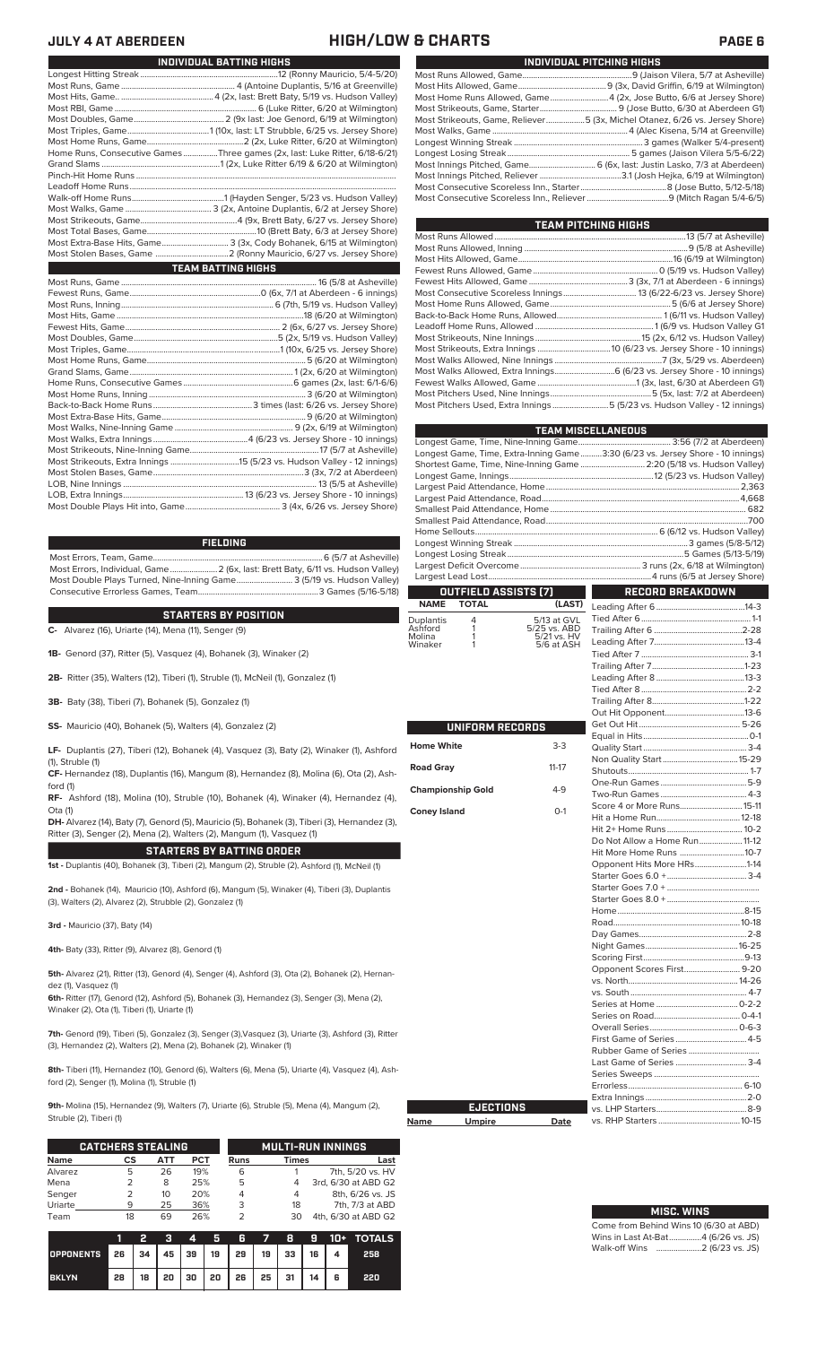# JULY 4 AT ABERDEEN — HIGH/LOW & CHARTS

## INDIVIDUAL BATTING HIGHS

| | |
|---|---|
| Longest Hitting Streak | 12 (Ronny Mauricio, 5/4-5/20) |
| Most Runs, Game | 4 (Antoine Duplantis, 5/16 at Greenville) |
| Most Hits, Game | 4 (2x, last: Brett Baty, 5/19 vs. Hudson Valley) |
| Most RBI, Game | 6 (Luke Ritter, 6/20 at Wilmington) |
| Most Doubles, Game | 2 (9x last: Joe Genord, 6/19 at Wilmington) |
| Most Triples, Game | 1 (10x, last: LT Strubble, 6/25 vs. Jersey Shore) |
| Most Home Runs, Game | 2 (2x, Luke Ritter, 6/20 at Wilmington) |
| Home Runs, Consecutive Games | Three games (2x, last: Luke Ritter, 6/18-6/21) |
| Grand Slams | 1 (2x, Luke Ritter 6/19 & 6/20 at Wilmington) |
| Pinch-Hit Home Runs | |
| Leadoff Home Runs | |
| Walk-off Home Runs | 1 (Hayden Senger, 5/23 vs. Hudson Valley) |
| Most Walks, Game | 3 (2x, Antoine Duplantis, 6/2 at Jersey Shore) |
| Most Strikeouts, Game | 4 (9x, Brett Baty, 6/27 vs. Jersey Shore) |
| Most Total Bases, Game | 10 (Brett Baty, 6/3 at Jersey Shore) |
| Most Extra-Base Hits, Game | 3 (3x, Cody Bohanek, 6/15 at Wilmington) |
| Most Stolen Bases, Game | 2 (Ronny Mauricio, 6/27 vs. Jersey Shore) |

## TEAM BATTING HIGHS

| | |
|---|---|
| Most Runs, Game | 16 (5/8 at Asheville) |
| Fewest Runs, Game | 0 (6x, 7/1 at Aberdeen - 6 innings) |
| Most Runs, Inning | 6 (7th, 5/19 vs. Hudson Valley) |
| Most Hits, Game | 18 (6/20 at Wilmington) |
| Fewest Hits, Game | 2 (2x, 6/27 vs. Jersey Shore) |
| Most Doubles, Game | 5 (2x, 5/19 vs. Hudson Valley) |
| Most Triples, Game | 1 (10x, 6/25 vs. Jersey Shore) |
| Most Home Runs, Game | 5 (6/20 at Wilmington) |
| Grand Slams, Game | 1 (2x, 6/20 at Wilmington) |
| Home Runs, Consecutive Games | 6 games (2x, last: 6/1-6/6) |
| Most Home Runs, Inning | 3 (6/20 at Wilmington) |
| Back-to-Back Home Runs | 3 times (last: 6/26 vs. Jersey Shore) |
| Most Extra-Base Hits, Game | 9 (6/20 at Wilmington) |
| Most Walks, Nine-Inning Game | 9 (2x, 6/19 at Wilmington) |
| Most Walks, Extra Innings | 4 (6/23 vs. Jersey Shore - 10 innings) |
| Most Strikeouts, Nine-Inning Game | 17 (5/7 at Asheville) |
| Most Strikeouts, Extra Innings | 15 (5/23 vs. Hudson Valley - 12 innings) |
| Most Stolen Bases, Game | 3 (3x, 7/2 at Aberdeen) |
| LOB, Nine Innings | 13 (5/5 at Asheville) |
| LOB, Extra Innings | 13 (6/23 vs. Jersey Shore - 10 innings) |
| Most Double Plays Hit into, Game | 3 (4x, 6/26 vs. Jersey Shore) |

## FIELDING

| | |
|---|---|
| Most Errors, Team, Game | 6 (5/7 at Asheville) |
| Most Errors, Individual, Game | 2 (6x, last: Brett Baty, 6/11 vs. Hudson Valley) |
| Most Double Plays Turned, Nine-Inning Game | 3 (5/19 vs. Hudson Valley) |
| Consecutive Errorless Games, Team | 3 Games (5/16-5/18) |

## STARTERS BY POSITION

**C-** Alvarez (16), Uriarte (14), Mena (11), Senger (9)

**1B-** Genord (37), Ritter (5), Vasquez (4), Bohanek (3), Winaker (2)

**2B-** Ritter (35), Walters (12), Tiberi (1), Struble (1), McNeil (1), Gonzalez (1)

**3B-** Baty (38), Tiberi (7), Bohanek (5), Gonzalez (1)

**SS-** Mauricio (40), Bohanek (5), Walters (4), Gonzalez (2)

**LF-** Duplantis (27), Tiberi (12), Bohanek (4), Vasquez (3), Baty (2), Winaker (1), Ashford (1), Struble (1)

**CF-** Hernandez (18), Duplantis (16), Mangum (8), Hernandez (8), Molina (6), Ota (2), Ashford (1)

**RF-** Ashford (18), Molina (10), Struble (10), Bohanek (4), Winaker (4), Hernandez (4), Ota (1)

**DH-** Alvarez (14), Baty (7), Genord (5), Mauricio (5), Bohanek (5), Tiberi (3), Hernandez (3), Ritter (3), Senger (2), Mena (2), Walters (2), Mangum (1), Vasquez (1)

## STARTERS BY BATTING ORDER

**1st -** Duplantis (40), Bohanek (3), Tiberi (2), Mangum (2), Struble (2), Ashford (1), McNeil (1)

**2nd -** Bohanek (14), Mauricio (10), Ashford (6), Mangum (5), Winaker (4), Tiberi (3), Duplantis (3), Walters (2), Struble (2), Gonzalez (1)

**3rd -** Mauricio (37), Baty (14)

**4th-** Baty (33), Ritter (9), Alvarez (8), Genord (1)

**5th-** Alvarez (21), Ritter (13), Genord (4), Senger (4), Ashford (3), Ota (2), Bohanek (2), Hernandez (1), Vasquez (1)

**6th-** Ritter (17), Genord (12), Ashford (5), Bohanek (5), Hernandez (3), Senger (3), Mena (2), Winaker (2), Ota (1), Tiberi (1), Uriarte (1)

**7th-** Genord (19), Tiberi (5), Gonzalez (3), Senger (3),Vasquez (3), Uriarte (3), Ashford (3), Ritter (3), Hernandez (2), Walters (2), Mena (2), Bohanek (2), Winaker (1)

**8th-** Tiberi (11), Hernandez (10), Genord (6), Walters (6), Mena (5), Uriarte (4), Vasquez (4), Ashford (2), Senger (1), Molina (1), Struble (1)

**9th-** Molina (15), Hernandez (9), Walters (7), Uriarte (6), Struble (5), Mena (4), Mangum (2), Struble (2), Tiberi (1)

## CATCHERS STEALING

| Name | CS | ATT | PCT |
|---|---|---|---|
| Alvarez | 5 | 26 | 19% |
| Mena | 2 | 8 | 25% |
| Senger | 2 | 10 | 20% |
| Uriarte | 9 | 25 | 36% |
| Team | 18 | 69 | 26% |

## MULTI-RUN INNINGS

| Runs | Times | Last |
|---|---|---|
| 6 | 1 | 7th, 5/20 vs. HV |
| 5 | 4 | 3rd, 6/30 at ABD G2 |
| 4 | 4 | 8th, 6/26 vs. JS |
| 3 | 18 | 7th, 7/3 at ABD |
| 2 | 30 | 4th, 6/30 at ABD G2 |

| | 1 | 2 | 3 | 4 | 5 | 6 | 7 | 8 | 9 | 10+ | TOTALS |
|---|---|---|---|---|---|---|---|---|---|---|---|
| OPPONENTS | 26 | 34 | 45 | 39 | 19 | 29 | 19 | 33 | 16 | 4 | 258 |
| BKLYN | 28 | 18 | 20 | 30 | 20 | 26 | 25 | 31 | 14 | 6 | 220 |

## INDIVIDUAL PITCHING HIGHS

| | |
|---|---|
| Most Runs Allowed, Game | 9 (Jaison Vilera, 5/7 at Asheville) |
| Most Hits Allowed, Game | 9 (3x, David Griffin, 6/19 at Wilmington) |
| Most Home Runs Allowed, Game | 4 (2x, Jose Butto, 6/6 at Jersey Shore) |
| Most Strikeouts, Game, Starter | 9 (Jose Butto, 6/30 at Aberdeen G1) |
| Most Strikeouts, Game, Reliever | 5 (3x, Michel Otanez, 6/26 vs. Jersey Shore) |
| Most Walks, Game | 4 (Alec Kisena, 5/14 at Greenville) |
| Longest Winning Streak | 3 games (Walker 5-4present) |
| Longest Losing Streak | 5 games (Jaison Vilera 5/5-6/22) |
| Most Innings Pitched, Game | 6 (6x, last: Justin Lasko, 7/3 at Aberdeen) |
| Most Innings Pitched, Reliever | 3.1 (Josh Hejka, 6/19 at Wilmington) |
| Most Consecutive Scoreless Inn., Starter | 8 (Jose Butto, 5/12-5/18) |
| Most Consecutive Scoreless Inn., Reliever | 9 (Mitch Ragan 5/4-6/5) |

## TEAM PITCHING HIGHS

| | |
|---|---|
| Most Runs Allowed | 13 (5/7 at Asheville) |
| Most Runs Allowed, Inning | 9 (5/8 at Asheville) |
| Most Hits Allowed, Game | 16 (6/19 at Wilmington) |
| Fewest Runs Allowed, Game | 0 (5/19 vs. Hudson Valley) |
| Fewest Hits Allowed, Game | 3 (3x, 7/1 at Aberdeen - 6 innings) |
| Most Consecutive Scoreless Innings | 13 (6/22-6/23 vs. Jersey Shore) |
| Most Home Runs Allowed, Game | 5 (6/6 at Jersey Shore) |
| Back-to-Back Home Runs, Allowed | 1 (6/11 vs. Hudson Valley) |
| Leadoff Home Runs, Allowed | 1 (6/9 vs. Hudson Valley G1 |
| Most Strikeouts, Nine Innings | 15 (2x, 6/12 vs. Hudson Valley) |
| Most Strikeouts, Extra Innings | 10 (6/23 vs. Jersey Shore - 10 innings) |
| Most Walks Allowed, Nine Innings | 7 (3x, 5/29 vs. Aberdeen) |
| Most Walks Allowed, Extra Innings | 6 (6/23 vs. Jersey Shore - 10 innings) |
| Fewest Walks Allowed, Game | 1 (3x, last: 6/30 at Aberdeen G1) |
| Most Pitchers Used, Nine Innings | 5 (5x, last: 7/2 at Aberdeen) |
| Most Pitchers Used, Extra Innings | 5 (5/23 vs. Hudson Valley - 12 innings) |

## TEAM MISCELLANEOUS

| | |
|---|---|
| Longest Game, Time, Nine-Inning Game | 3:56 (7/2 at Aberdeen) |
| Longest Game, Time, Extra-Inning Game | 3:30 (6/23 vs. Jersey Shore - 10 innings) |
| Shortest Game, Time, Nine-Inning Game | 2:20 (5/18 vs. Hudson Valley) |
| Longest Game, Innings | 12 (5/23 vs. Hudson Valley) |
| Largest Paid Attendance, Home | 2,363 |
| Largest Paid Attendance, Road | 4,668 |
| Smallest Paid Attendance, Home | 682 |
| Smallest Paid Attendance, Road | 700 |
| Home Sellouts | 6 (6/12 vs. Hudson Valley) |
| Longest Winning Streak | 3 games (5/8-5/12) |
| Longest Losing Streak | 5 Games (5/13-5/19) |
| Largest Deficit Overcome | 3 runs (2x, 6/18 at Wilmington) |
| Largest Lead Lost | 4 runs (6/5 at Jersey Shore) |

## OUTFIELD ASSISTS (7)

| NAME | TOTAL | (LAST) |
|---|---|---|
| Duplantis | 4 | 5/13 at GVL |
| Ashford | 1 | 5/25 vs. ABD |
| Molina | 1 | 5/21 vs. HV |
| Winaker | 1 | 5/6 at ASH |

## UNIFORM RECORDS

| | |
|---|---|
| Home White | 3-3 |
| Road Gray | 11-17 |
| Championship Gold | 4-9 |
| Coney Island | 0-1 |

## RECORD BREAKDOWN

| | |
|---|---|
| Leading After 6 | 14-3 |
| Tied After 6 | 1-1 |
| Trailing After 6 | 2-28 |
| Leading After 7 | 13-4 |
| Tied After 7 | 3-1 |
| Trailing After 7 | 1-23 |
| Leading After 8 | 13-3 |
| Tied After 8 | 2-2 |
| Trailing After 8 | 1-22 |
| Out Hit Opponent | 13-6 |
| Get Out Hit | 5-26 |
| Equal in Hits | 0-1 |
| Quality Start | 3-4 |
| Non Quality Start | 15-29 |
| Shutouts | 1-7 |
| One-Run Games | 5-9 |
| Two-Run Games | 4-3 |
| Score 4 or More Runs | 15-11 |
| Hit a Home Run | 12-18 |
| Hit 2+ Home Runs | 10-2 |
| Do Not Allow a Home Run | 11-12 |
| Hit More Home Runs | 10-7 |
| Opponent Hits More HRs | 1-14 |
| Starter Goes 6.0 + | 3-4 |
| Starter Goes 7.0 + | |
| Starter Goes 8.0 + | |
| Home | 8-15 |
| Road | 10-18 |
| Day Games | 2-8 |
| Night Games | 16-25 |
| Scoring First | 9-13 |
| Opponent Scores First | 9-20 |
| vs. North | 14-26 |
| vs. South | 4-7 |
| Series at Home | 0-2-2 |
| Series on Road | 0-4-1 |
| Overall Series | 0-6-3 |
| First Game of Series | 4-5 |
| Rubber Game of Series | |
| Last Game of Series | 3-4 |
| Series Sweeps | |
| Errorless | 6-10 |
| Extra Innings | 2-0 |
| vs. LHP Starters | 8-9 |
| vs. RHP Starters | 10-15 |

## EJECTIONS

| Name | Umpire | Date |
|---|---|---|

## MISC. WINS

| | |
|---|---|
| Come from Behind Wins | 10 (6/30 at ABD) |
| Wins in Last At-Bat | 4 (6/26 vs. JS) |
| Walk-off Wins | 2 (6/23 vs. JS) |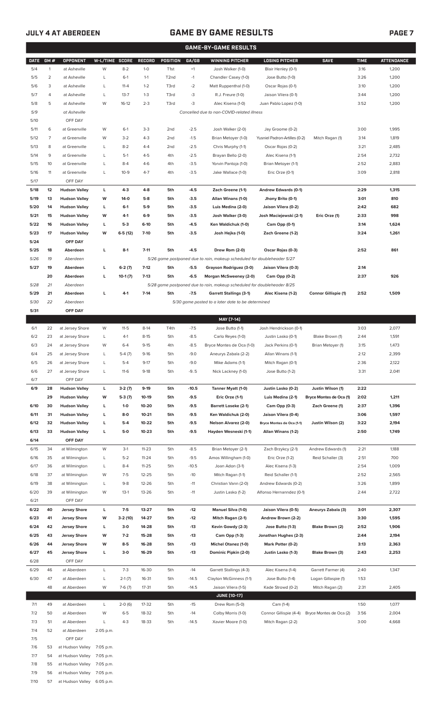# GAME-BY-GAME RESULTS

| DATE | GM # | OPPONENT | W-L/TIME | SCORE | RECORD | POSITION | GA/GB | WINNING PITCHER | LOSING PITCHER | SAVE | TIME | ATTENDANCE |
|---|---|---|---|---|---|---|---|---|---|---|---|---|
| 5/4 | 1 | at Asheville | W | 8-2 | 1-0 | T1st | +1 | Josh Walker (1-0) | Blair Henley (0-1) | | 3:16 | 1,200 |
| 5/5 | 2 | at Asheville | L | 6-1 | 1-1 | T2nd | -1 | Chandler Casey (1-0) | Jose Butto (1-0) | | 3:26 | 1,200 |
| 5/6 | 3 | at Asheville | L | 11-4 | 1-2 | T3rd | -2 | Matt Ruppenthal (1-0) | Oscar Rojas (0-1) | | 3:10 | 1,200 |
| 5/7 | 4 | at Asheville | L | 13-7 | 1-3 | T3rd | -3 | R.J. Freure (1-0) | Jaison Vilera (0-1) | | 3:44 | 1,200 |
| 5/8 | 5 | at Asheville | W | 16-12 | 2-3 | T3rd | -3 | Alec Kisena (1-0) | Juan Pablo Lopez (1-0) | | 3:52 | 1,200 |
| 5/9 | | at Asheville | | | | | | Cancelled due to non-COVID-related illness | | | | |
| 5/10 | | OFF DAY | | | | | | | | | | |
| 5/11 | 6 | at Greenville | W | 6-1 | 3-3 | 2nd | -2.5 | Josh Walker (2-0) | Jay Groome (0-2) | | 3:00 | 1,995 |
| 5/12 | 7 | at Greenville | W | 3-2 | 4-3 | 2nd | -1.5 | Brian Metoyer (1-0) | Yusniel Padron-Artilles (0-2) | Mitch Ragan (1) | 3:14 | 1,819 |
| 5/13 | 8 | at Greenville | L | 8-2 | 4-4 | 2nd | -2.5 | Chris Murphy (1-1) | Oscar Rojas (0-2) | | 3:21 | 2,485 |
| 5/14 | 9 | at Greenville | L | 5-1 | 4-5 | 4th | -2.5 | Brayan Bello (2-0) | Alec Kisena (1-1) | | 2:54 | 2,732 |
| 5/15 | 10 | at Greenville | L | 8-4 | 4-6 | 4th | -3.5 | Yorvin Pantoja (1-0) | Brian Metoyer (1-1) | | 2:52 | 2,883 |
| 5/16 | 11 | at Greenville | L | 10-9 | 4-7 | 4th | -3.5 | Jake Wallace (1-0) | Eric Orze (0-1) | | 3:09 | 2,818 |
| 5/17 | | OFF DAY | | | | | | | | | | |
| **5/18** | **12** | **Hudson Valley** | **L** | **4-3** | **4-8** | **5th** | **-4.5** | **Zach Greene (1-1)** | **Andrew Edwards (0-1)** | | **2:29** | **1,315** |
| **5/19** | **13** | **Hudson Valley** | **W** | **14-0** | **5-8** | **5th** | **-3.5** | **Allan Winans (1-0)** | **Jhony Brito (0-1)** | | **3:01** | **810** |
| **5/20** | **14** | **Hudson Valley** | **L** | **6-1** | **5-9** | **5th** | **-3.5** | **Luis Medina (2-0)** | **Jaison Vilera (0-2)** | | **2:42** | **682** |
| **5/21** | **15** | **Hudson Valley** | **W** | **4-1** | **6-9** | **5th** | **-3.5** | **Josh Walker (3-0)** | **Josh Maciejewski (2-1)** | **Eric Orze (1)** | **2:33** | **998** |
| **5/22** | **16** | **Hudson Valley** | **L** | **5-3** | **6-10** | **5th** | **-4.5** | **Ken Waldichuk (1-0)** | **Cam Opp (0-1)** | | **3:14** | **1,624** |
| **5/23** | **17** | **Hudson Valley** | **W** | **6-5 (12)** | **7-10** | **5th** | **-3.5** | **Josh Hejka (1-0)** | **Zach Greene (1-2)** | | **3:24** | **1,261** |
| **5/24** | | **OFF DAY** | | | | | | | | | | |
| **5/25** | **18** | **Aberdeen** | **L** | **8-1** | **7-11** | **5th** | **-4.5** | **Drew Rom (2-0)** | **Oscar Rojas (0-3)** | | **2:52** | **861** |
| *5/26* | *19* | *Aberdeen* | | | | | | *5/26 game postponed due to rain, makeup scheduled for doubleheader 5/27* | | | | |
| **5/27** | **19** | **Aberdeen** | **L** | **6-2 (7)** | **7-12** | **5th** | **-5.5** | **Grayson Rodriguez (3-0)** | **Jaison Vilera (0-3)** | | **2:14** | |
| | **20** | **Aberdeen** | **L** | **10-1 (7)** | **7-13** | **5th** | **-6.5** | **Morgan McSweeney (2-0)** | **Cam Opp (0-2)** | | **2:37** | **926** |
| *5/28* | *21* | *Aberdeen* | | | | | | *5/28 game postponed due to rain, makeup scheduled for doubleheader 8/25* | | | | |
| **5/29** | **21** | **Aberdeen** | **L** | **4-1** | **7-14** | **5th** | **-7.5** | **Garrett Stallings (3-1)** | **Alec Kisena (1-2)** | **Connor Gillispie (1)** | **2:52** | **1,509** |
| *5/30* | *22* | *Aberdeen* | | | | | | *5/30 game posted to a later date to be determined* | | | | |
| **5/31** | | **OFF DAY** | | | | | | | | | | |
| | | | | | | | | **MAY [7-14]** | | | | |
| 6/1 | 22 | at Jersey Shore | W | 11-5 | 8-14 | T4th | -7.5 | Jose Butto (1-1) | Josh Hendrickson (0-1) | | 3:03 | 2,077 |
| 6/2 | 23 | at Jersey Shore | L | 4-1 | 8-15 | 5th | -8.5 | Carlo Reyes (1-0) | Justin Lasko (0-1) | Blake Brown (1) | 2:44 | 1,591 |
| 6/3 | 24 | at Jersey Shore | W | 6-4 | 9-15 | 4th | -8.5 | Bryce Montes de Oca (1-0) | Jack Perkins (0-1) | Brian Metoyer (1) | 3:15 | 1,473 |
| 6/4 | 25 | at Jersey Shore | L | 5-4 (7) | 9-16 | 5th | -9.0 | Aneurys Zabala (2-2) | Allan Winans (1-1) | | 2:12 | 2,399 |
| 6/5 | 26 | at Jersey Shore | L | 5-4 | 9-17 | 5th | -9.0 | Mike Adams (1-1) | Mitch Ragan (0-1) | | 2:36 | 2,122 |
| 6/6 | 27 | at Jersey Shore | L | 11-6 | 9-18 | 5th | -9..5 | Nick Lackney (1-0) | Jose Butto (1-2) | | 3:31 | 2,041 |
| 6/7 | | OFF DAY | | | | | | | | | | |
| **6/9** | **28** | **Hudson Valley** | **L** | **3-2 (7)** | **9-19** | **5th** | **-10.5** | **Tanner Myatt (1-0)** | **Justin Lasko (0-2)** | **Justin Wilson (1)** | **2:22** | |
| | **29** | **Hudson Valley** | **W** | **5-3 (7)** | **10-19** | **5th** | **-9.5** | **Eric Orze (1-1)** | **Luis Medina (2-1)** | **Bryce Montes de Oca (1)** | **2:02** | **1,211** |
| **6/10** | **30** | **Hudson Valley** | **L** | **1-0** | **10-20** | **5th** | **-9.5** | **Barrett Loseke (2-1)** | **Cam Opp (0-3)** | **Zach Greene (1)** | **2:37** | **1,396** |
| **6/11** | **31** | **Hudson Valley** | **L** | **8-0** | **10-21** | **5th** | **-9.5** | **Ken Waldichuk (2-0)** | **Jaison Vilera (0-4)** | | **3:06** | **1,597** |
| **6/12** | **32** | **Hudson Valley** | **L** | **5-4** | **10-22** | **5th** | **-9.5** | **Nelson Alvarez (2-0)** | **Bryce Montes de Oca (1-1)** | **Justin Wilson (2)** | **3:22** | **2,194** |
| **6/13** | **33** | **Hudson Valley** | **L** | **5-0** | **10-23** | **5th** | **-9.5** | **Hayden Wesneski (1-1)** | **Allan Winans (1-2)** | | **2:50** | **1,749** |
| **6/14** | | **OFF DAY** | | | | | | | | | | |
| 6/15 | 34 | at Wilmington | W | 3-1 | 11-23 | 5th | -8.5 | Brian Metoyer (2-1) | Zach Brzykcy (2-1) | Andrew Edwards (1) | 2:21 | 1,188 |
| 6/16 | 35 | at Wilmington | L | 5-2 | 11-24 | 5th | -9.5 | Amos Willingham (1-0) | Eric Orze (1-2) | Reid Schaller (3) | 2:51 | 700 |
| 6/17 | 36 | at Wilmington | L | 8-4 | 11-25 | 5th | -10.5 | Joan Adon (3-1) | Alec Kisena (1-3) | | 2:54 | 1,009 |
| 6/18 | 37 | at Wilmington | W | 7-5 | 12-25 | 5th | -10 | Mitch Ragan (1-1) | Reid Schaller (1-1) | | 2:52 | 2,565 |
| 6/19 | 38 | at Wilmington | L | 9-8 | 12-26 | 5th | -11 | Christian Vann (2-0) | Andrew Edwards (0-2) | | 3:26 | 1,899 |
| 6/20 | 39 | at Wilmington | W | 13-1 | 13-26 | 5th | -11 | Justin Lasko (1-2) | Alfonso Hernanndez (0-1) | | 2:44 | 2,722 |
| 6/21 | | OFF DAY | | | | | | | | | | |
| **6/22** | **40** | **Jersey Shore** | **L** | **7-5** | **13-27** | **5th** | **-12** | **Manuel Silva (1-0)** | **Jaison Vilera (0-5)** | **Aneurys Zabala (3)** | **3:01** | **2,307** |
| **6/23** | **41** | **Jersey Shore** | **W** | **3-2 (10)** | **14-27** | **5th** | **-12** | **Mitch Ragan (2-1)** | **Andrew Brown (2-2)** | | **3:30** | **1,595** |
| **6/24** | **42** | **Jersey Shore** | **L** | **3-0** | **14-28** | **5th** | **-13** | **Kevin Gowdy (2-3)** | **Jose Butto (1-3)** | **Blake Brown (2)** | **2:52** | **1,906** |
| **6/25** | **43** | **Jersey Shore** | **W** | **7-2** | **15-28** | **5th** | **-13** | **Cam Opp (1-3)** | **Jonathan Hughes (2-3)** | | **2:44** | **2,194** |
| **6/26** | **44** | **Jersey Shore** | **W** | **8-5** | **16-28** | **5th** | **-13** | **Michel Otanez (1-0)** | **Mark Potter (0-2)** | | **3:13** | **2,363** |
| **6/27** | **45** | **Jersey Shore** | **L** | **3-0** | **16-29** | **5th** | **-13** | **Dominic Pipkin (2-0)** | **Justin Lasko (1-3)** | **Blake Brown (3)** | **2:43** | **2,253** |
| 6/28 | | OFF DAY | | | | | | | | | | |
| 6/29 | 46 | at Aberdeen | L | 7-3 | 16-30 | 5th | -14 | Garrett Stallings (4-3) | Alec Kisena (1-4) | Garrett Farmer (4) | 2:40 | 1,347 |
| 6/30 | 47 | at Aberdeen | L | 2-1 (7) | 16-31 | 5th | -14.5 | Clayton McGinness (1-1) | Jose Butto (1-4) | Logan Gillaspie (1) | 1:53 | |
| | 48 | at Aberdeen | W | 7-6 (7) | 17-31 | 5th | -14.5 | Jaison Vilera (1-5) | Kade Strowd (0-2) | Mitch Ragan (2) | 2:31 | 2,405 |
| | | | | | | | | **JUNE [10-17]** | | | | |
| 7/1 | 49 | at Aberdeen | L | 2-0 (6) | 17-32 | 5th | -15 | Drew Rom (5-0) | Cam (1-4) | | 1:50 | 1,077 |
| 7/2 | 50 | at Aberdeen | W | 6-5 | 18-32 | 5th | -14 | Colby Morris (1-0) | Connor Gillispie (4-4) | Bryce Montes de Oca (2) | 3:56 | 2,004 |
| 7/3 | 51 | at Aberdeen | L | 4-3 | 18-33 | 5th | -14.5 | Xavier Moore (1-0) | Mitch Ragan (2-2) | | 3:00 | 4,668 |
| 7/4 | 52 | at Aberdeen | 2:05 p.m. | | | | | | | | | |
| 7/5 | | OFF DAY | | | | | | | | | | |
| 7/6 | 53 | at Hudson Valley | 7:05 p.m. | | | | | | | | | |
| 7/7 | 54 | at Hudson Valley | 7:05 p.m. | | | | | | | | | |
| 7/8 | 55 | at Hudson Valley | 7:05 p.m. | | | | | | | | | |
| 7/9 | 56 | at Hudson Valley | 7:05 p.m. | | | | | | | | | |
| 7/10 | 57 | at Hudson Valley | 6:05 p.m. | | | | | | | | | |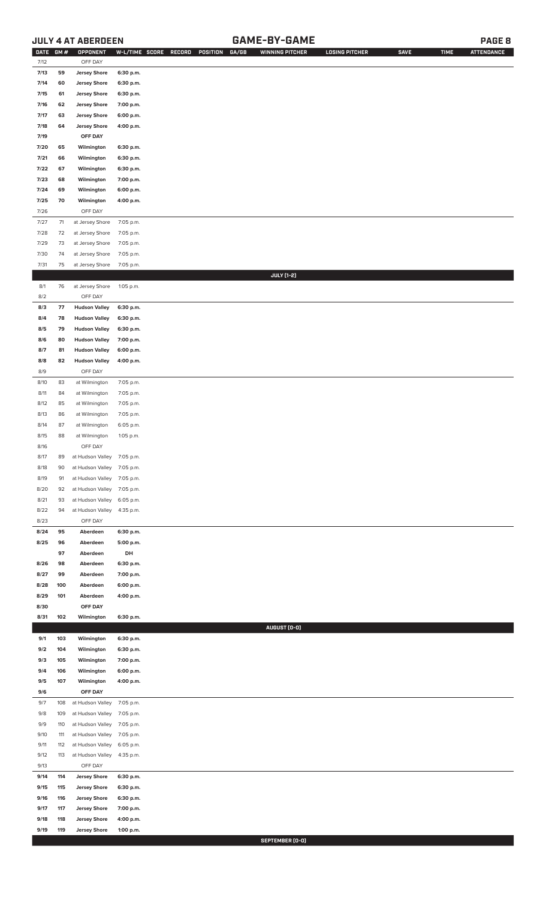## JULY 4 AT ABERDEEN — GAME-BY-GAME

| DATE | GM # | OPPONENT | W-L/TIME | SCORE | RECORD | POSITION | GA/GB | WINNING PITCHER | LOSING PITCHER | SAVE | TIME | ATTENDANCE |
|---|---|---|---|---|---|---|---|---|---|---|---|---|
| 7/12 | | OFF DAY | | | | | | | | | | |
| 7/13 | 59 | Jersey Shore | 6:30 p.m. | | | | | | | | | |
| 7/14 | 60 | Jersey Shore | 6:30 p.m. | | | | | | | | | |
| 7/15 | 61 | Jersey Shore | 6:30 p.m. | | | | | | | | | |
| 7/16 | 62 | Jersey Shore | 7:00 p.m. | | | | | | | | | |
| 7/17 | 63 | Jersey Shore | 6:00 p.m. | | | | | | | | | |
| 7/18 | 64 | Jersey Shore | 4:00 p.m. | | | | | | | | | |
| 7/19 | | OFF DAY | | | | | | | | | | |
| 7/20 | 65 | Wilmington | 6:30 p.m. | | | | | | | | | |
| 7/21 | 66 | Wilmington | 6:30 p.m. | | | | | | | | | |
| 7/22 | 67 | Wilmington | 6:30 p.m. | | | | | | | | | |
| 7/23 | 68 | Wilmington | 7:00 p.m. | | | | | | | | | |
| 7/24 | 69 | Wilmington | 6:00 p.m. | | | | | | | | | |
| 7/25 | 70 | Wilmington | 4:00 p.m. | | | | | | | | | |
| 7/26 | | OFF DAY | | | | | | | | | | |
| 7/27 | 71 | at Jersey Shore | 7:05 p.m. | | | | | | | | | |
| 7/28 | 72 | at Jersey Shore | 7:05 p.m. | | | | | | | | | |
| 7/29 | 73 | at Jersey Shore | 7:05 p.m. | | | | | | | | | |
| 7/30 | 74 | at Jersey Shore | 7:05 p.m. | | | | | | | | | |
| 7/31 | 75 | at Jersey Shore | 7:05 p.m. | | | | | | | | | |
| | | | | | | | | **JULY (1-2)** | | | | |
| 8/1 | 76 | at Jersey Shore | 1:05 p.m. | | | | | | | | | |
| 8/2 | | OFF DAY | | | | | | | | | | |
| 8/3 | 77 | Hudson Valley | 6:30 p.m. | | | | | | | | | |
| 8/4 | 78 | Hudson Valley | 6:30 p.m. | | | | | | | | | |
| 8/5 | 79 | Hudson Valley | 6:30 p.m. | | | | | | | | | |
| 8/6 | 80 | Hudson Valley | 7:00 p.m. | | | | | | | | | |
| 8/7 | 81 | Hudson Valley | 6:00 p.m. | | | | | | | | | |
| 8/8 | 82 | Hudson Valley | 4:00 p.m. | | | | | | | | | |
| 8/9 | | OFF DAY | | | | | | | | | | |
| 8/10 | 83 | at Wilmington | 7:05 p.m. | | | | | | | | | |
| 8/11 | 84 | at Wilmington | 7:05 p.m. | | | | | | | | | |
| 8/12 | 85 | at Wilmington | 7:05 p.m. | | | | | | | | | |
| 8/13 | 86 | at Wilmington | 7:05 p.m. | | | | | | | | | |
| 8/14 | 87 | at Wilmington | 6:05 p.m. | | | | | | | | | |
| 8/15 | 88 | at Wilmington | 1:05 p.m. | | | | | | | | | |
| 8/16 | | OFF DAY | | | | | | | | | | |
| 8/17 | 89 | at Hudson Valley | 7:05 p.m. | | | | | | | | | |
| 8/18 | 90 | at Hudson Valley | 7:05 p.m. | | | | | | | | | |
| 8/19 | 91 | at Hudson Valley | 7:05 p.m. | | | | | | | | | |
| 8/20 | 92 | at Hudson Valley | 7:05 p.m. | | | | | | | | | |
| 8/21 | 93 | at Hudson Valley | 6:05 p.m. | | | | | | | | | |
| 8/22 | 94 | at Hudson Valley | 4:35 p.m. | | | | | | | | | |
| 8/23 | | OFF DAY | | | | | | | | | | |
| 8/24 | 95 | Aberdeen | 6:30 p.m. | | | | | | | | | |
| 8/25 | 96 | Aberdeen | 5:00 p.m. | | | | | | | | | |
| | 97 | Aberdeen | DH | | | | | | | | | |
| 8/26 | 98 | Aberdeen | 6:30 p.m. | | | | | | | | | |
| 8/27 | 99 | Aberdeen | 7:00 p.m. | | | | | | | | | |
| 8/28 | 100 | Aberdeen | 6:00 p.m. | | | | | | | | | |
| 8/29 | 101 | Aberdeen | 4:00 p.m. | | | | | | | | | |
| 8/30 | | OFF DAY | | | | | | | | | | |
| 8/31 | 102 | Wilmington | 6:30 p.m. | | | | | | | | | |
| | | | | | | | | **AUGUST (0-0)** | | | | |
| 9/1 | 103 | Wilmington | 6:30 p.m. | | | | | | | | | |
| 9/2 | 104 | Wilmington | 6:30 p.m. | | | | | | | | | |
| 9/3 | 105 | Wilmington | 7:00 p.m. | | | | | | | | | |
| 9/4 | 106 | Wilmington | 6:00 p.m. | | | | | | | | | |
| 9/5 | 107 | Wilmington | 4:00 p.m. | | | | | | | | | |
| 9/6 | | OFF DAY | | | | | | | | | | |
| 9/7 | 108 | at Hudson Valley | 7:05 p.m. | | | | | | | | | |
| 9/8 | 109 | at Hudson Valley | 7:05 p.m. | | | | | | | | | |
| 9/9 | 110 | at Hudson Valley | 7:05 p.m. | | | | | | | | | |
| 9/10 | 111 | at Hudson Valley | 7:05 p.m. | | | | | | | | | |
| 9/11 | 112 | at Hudson Valley | 6:05 p.m. | | | | | | | | | |
| 9/12 | 113 | at Hudson Valley | 4:35 p.m. | | | | | | | | | |
| 9/13 | | OFF DAY | | | | | | | | | | |
| 9/14 | 114 | Jersey Shore | 6:30 p.m. | | | | | | | | | |
| 9/15 | 115 | Jersey Shore | 6:30 p.m. | | | | | | | | | |
| 9/16 | 116 | Jersey Shore | 6:30 p.m. | | | | | | | | | |
| 9/17 | 117 | Jersey Shore | 7:00 p.m. | | | | | | | | | |
| 9/18 | 118 | Jersey Shore | 4:00 p.m. | | | | | | | | | |
| 9/19 | 119 | Jersey Shore | 1:00 p.m. | | | | | | | | | |
| | | | | | | | | **SEPTEMBER (0-0)** | | | | |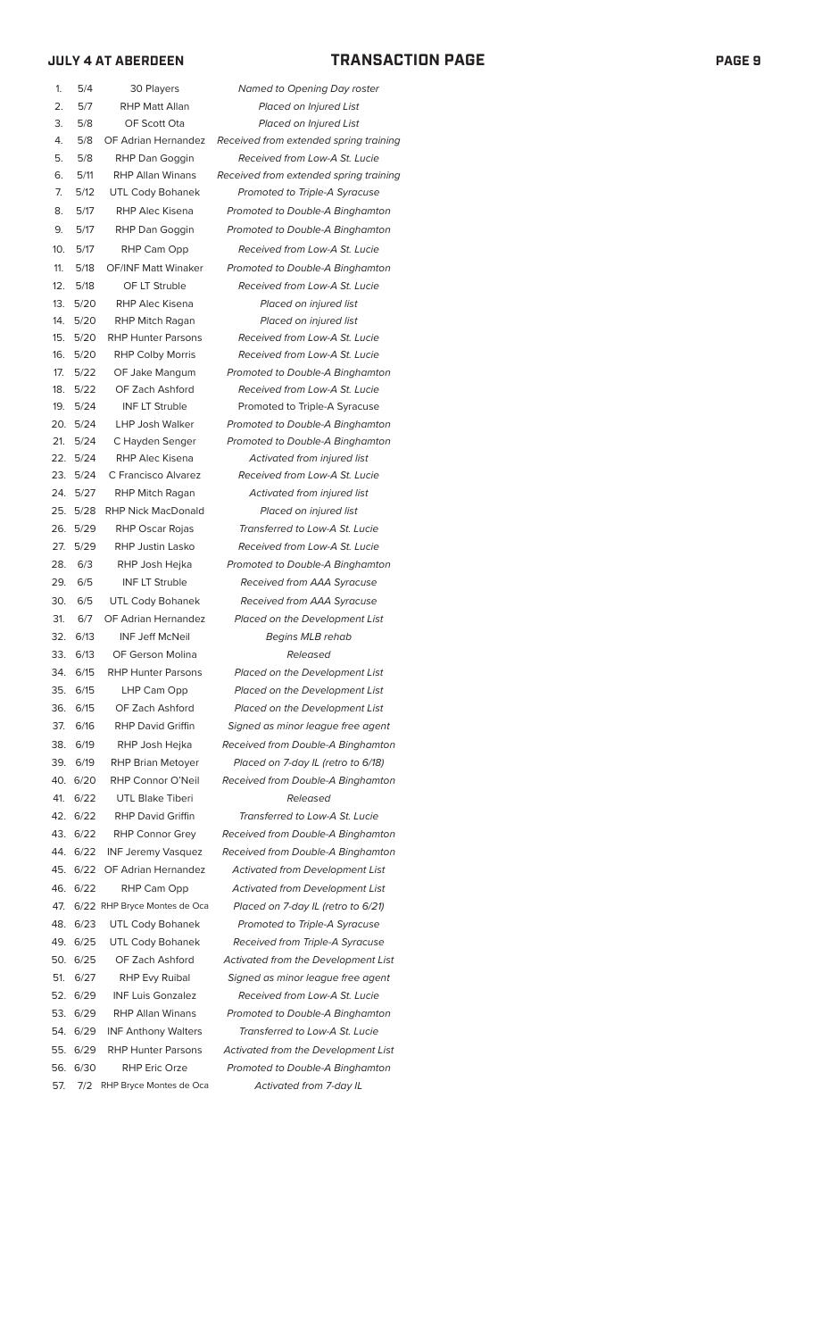## TRANSACTION PAGE

| | | | |
|---|---|---|---|
| 1. | 5/4 | 30 Players | *Named to Opening Day roster* |
| 2. | 5/7 | RHP Matt Allan | *Placed on Injured List* |
| 3. | 5/8 | OF Scott Ota | *Placed on Injured List* |
| 4. | 5/8 | OF Adrian Hernandez | *Received from extended spring training* |
| 5. | 5/8 | RHP Dan Goggin | *Received from Low-A St. Lucie* |
| 6. | 5/11 | RHP Allan Winans | *Received from extended spring training* |
| 7. | 5/12 | UTL Cody Bohanek | *Promoted to Triple-A Syracuse* |
| 8. | 5/17 | RHP Alec Kisena | *Promoted to Double-A Binghamton* |
| 9. | 5/17 | RHP Dan Goggin | *Promoted to Double-A Binghamton* |
| 10. | 5/17 | RHP Cam Opp | *Received from Low-A St. Lucie* |
| 11. | 5/18 | OF/INF Matt Winaker | *Promoted to Double-A Binghamton* |
| 12. | 5/18 | OF LT Struble | *Received from Low-A St. Lucie* |
| 13. | 5/20 | RHP Alec Kisena | *Placed on injured list* |
| 14. | 5/20 | RHP Mitch Ragan | *Placed on injured list* |
| 15. | 5/20 | RHP Hunter Parsons | *Received from Low-A St. Lucie* |
| 16. | 5/20 | RHP Colby Morris | *Received from Low-A St. Lucie* |
| 17. | 5/22 | OF Jake Mangum | *Promoted to Double-A Binghamton* |
| 18. | 5/22 | OF Zach Ashford | *Received from Low-A St. Lucie* |
| 19. | 5/24 | INF LT Struble | Promoted to Triple-A Syracuse |
| 20. | 5/24 | LHP Josh Walker | *Promoted to Double-A Binghamton* |
| 21. | 5/24 | C Hayden Senger | *Promoted to Double-A Binghamton* |
| 22. | 5/24 | RHP Alec Kisena | *Activated from injured list* |
| 23. | 5/24 | C Francisco Alvarez | *Received from Low-A St. Lucie* |
| 24. | 5/27 | RHP Mitch Ragan | *Activated from injured list* |
| 25. | 5/28 | RHP Nick MacDonald | *Placed on injured list* |
| 26. | 5/29 | RHP Oscar Rojas | *Transferred to Low-A St. Lucie* |
| 27. | 5/29 | RHP Justin Lasko | *Received from Low-A St. Lucie* |
| 28. | 6/3 | RHP Josh Hejka | *Promoted to Double-A Binghamton* |
| 29. | 6/5 | INF LT Struble | *Received from AAA Syracuse* |
| 30. | 6/5 | UTL Cody Bohanek | *Received from AAA Syracuse* |
| 31. | 6/7 | OF Adrian Hernandez | *Placed on the Development List* |
| 32. | 6/13 | INF Jeff McNeil | *Begins MLB rehab* |
| 33. | 6/13 | OF Gerson Molina | *Released* |
| 34. | 6/15 | RHP Hunter Parsons | *Placed on the Development List* |
| 35. | 6/15 | LHP Cam Opp | *Placed on the Development List* |
| 36. | 6/15 | OF Zach Ashford | *Placed on the Development List* |
| 37. | 6/16 | RHP David Griffin | *Signed as minor league free agent* |
| 38. | 6/19 | RHP Josh Hejka | *Received from Double-A Binghamton* |
| 39. | 6/19 | RHP Brian Metoyer | *Placed on 7-day IL (retro to 6/18)* |
| 40. | 6/20 | RHP Connor O'Neil | *Received from Double-A Binghamton* |
| 41. | 6/22 | UTL Blake Tiberi | *Released* |
| 42. | 6/22 | RHP David Griffin | *Transferred to Low-A St. Lucie* |
| 43. | 6/22 | RHP Connor Grey | *Received from Double-A Binghamton* |
| 44. | 6/22 | INF Jeremy Vasquez | *Received from Double-A Binghamton* |
| 45. | 6/22 | OF Adrian Hernandez | *Activated from Development List* |
| 46. | 6/22 | RHP Cam Opp | *Activated from Development List* |
| 47. | 6/22 | RHP Bryce Montes de Oca | *Placed on 7-day IL (retro to 6/21)* |
| 48. | 6/23 | UTL Cody Bohanek | *Promoted to Triple-A Syracuse* |
| 49. | 6/25 | UTL Cody Bohanek | *Received from Triple-A Syracuse* |
| 50. | 6/25 | OF Zach Ashford | *Activated from the Development List* |
| 51. | 6/27 | RHP Evy Ruibal | *Signed as minor league free agent* |
| 52. | 6/29 | INF Luis Gonzalez | *Received from Low-A St. Lucie* |
| 53. | 6/29 | RHP Allan Winans | *Promoted to Double-A Binghamton* |
| 54. | 6/29 | INF Anthony Walters | *Transferred to Low-A St. Lucie* |
| 55. | 6/29 | RHP Hunter Parsons | *Activated from the Development List* |
| 56. | 6/30 | RHP Eric Orze | *Promoted to Double-A Binghamton* |
| 57. | 7/2 | RHP Bryce Montes de Oca | *Activated from 7-day IL* |